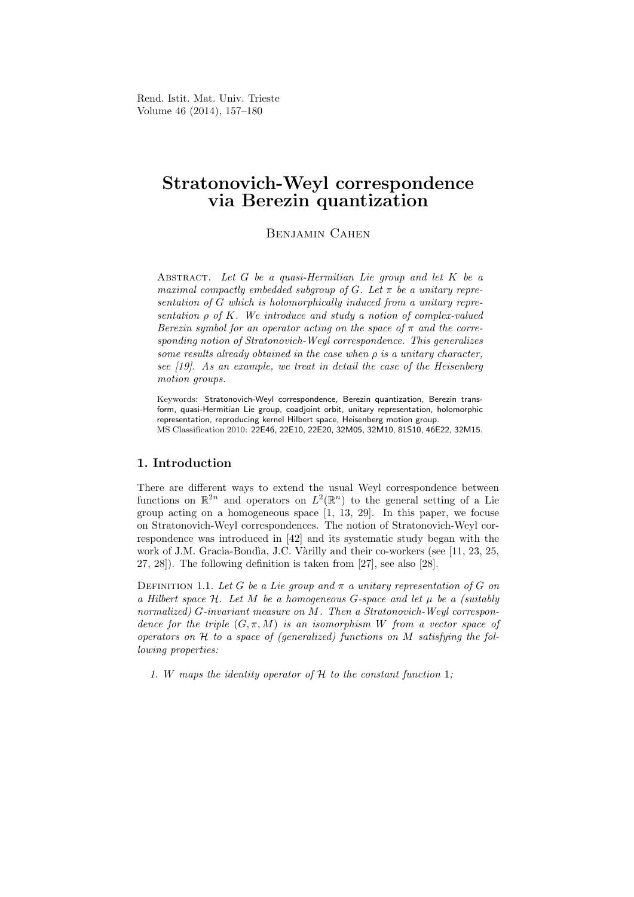# Stratonovich-Weyl correspondence via Berezin quantization

Benjamin Cahen

Abstract. *Let $G$ be a quasi-Hermitian Lie group and let $K$ be a maximal compactly embedded subgroup of $G$. Let $\pi$ be a unitary representation of $G$ which is holomorphically induced from a unitary representation $\rho$ of $K$. We introduce and study a notion of complex-valued Berezin symbol for an operator acting on the space of $\pi$ and the corresponding notion of Stratonovich-Weyl correspondence. This generalizes some results already obtained in the case when $\rho$ is a unitary character, see [19]. As an example, we treat in detail the case of the Heisenberg motion groups.*

Keywords: Stratonovich-Weyl correspondence, Berezin quantization, Berezin transform, quasi-Hermitian Lie group, coadjoint orbit, unitary representation, holomorphic representation, reproducing kernel Hilbert space, Heisenberg motion group.
MS Classification 2010: 22E46, 22E10, 22E20, 32M05, 32M10, 81S10, 46E22, 32M15.

## 1. Introduction

There are different ways to extend the usual Weyl correspondence between functions on $\mathbb{R}^{2n}$ and operators on $L^2(\mathbb{R}^n)$ to the general setting of a Lie group acting on a homogeneous space [1, 13, 29]. In this paper, we focuse on Stratonovich-Weyl correspondences. The notion of Stratonovich-Weyl correspondence was introduced in [42] and its systematic study began with the work of J.M. Gracia-Bondìa, J.C. Vàrilly and their co-workers (see [11, 23, 25, 27, 28]). The following definition is taken from [27], see also [28].

Definition 1.1. *Let $G$ be a Lie group and $\pi$ a unitary representation of $G$ on a Hilbert space $\mathcal{H}$. Let $M$ be a homogeneous $G$-space and let $\mu$ be a (suitably normalized) $G$-invariant measure on $M$. Then a Stratonovich-Weyl correspondence for the triple $(G, \pi, M)$ is an isomorphism $W$ from a vector space of operators on $\mathcal{H}$ to a space of (generalized) functions on $M$ satisfying the following properties:*

1. *$W$ maps the identity operator of $\mathcal{H}$ to the constant function 1;*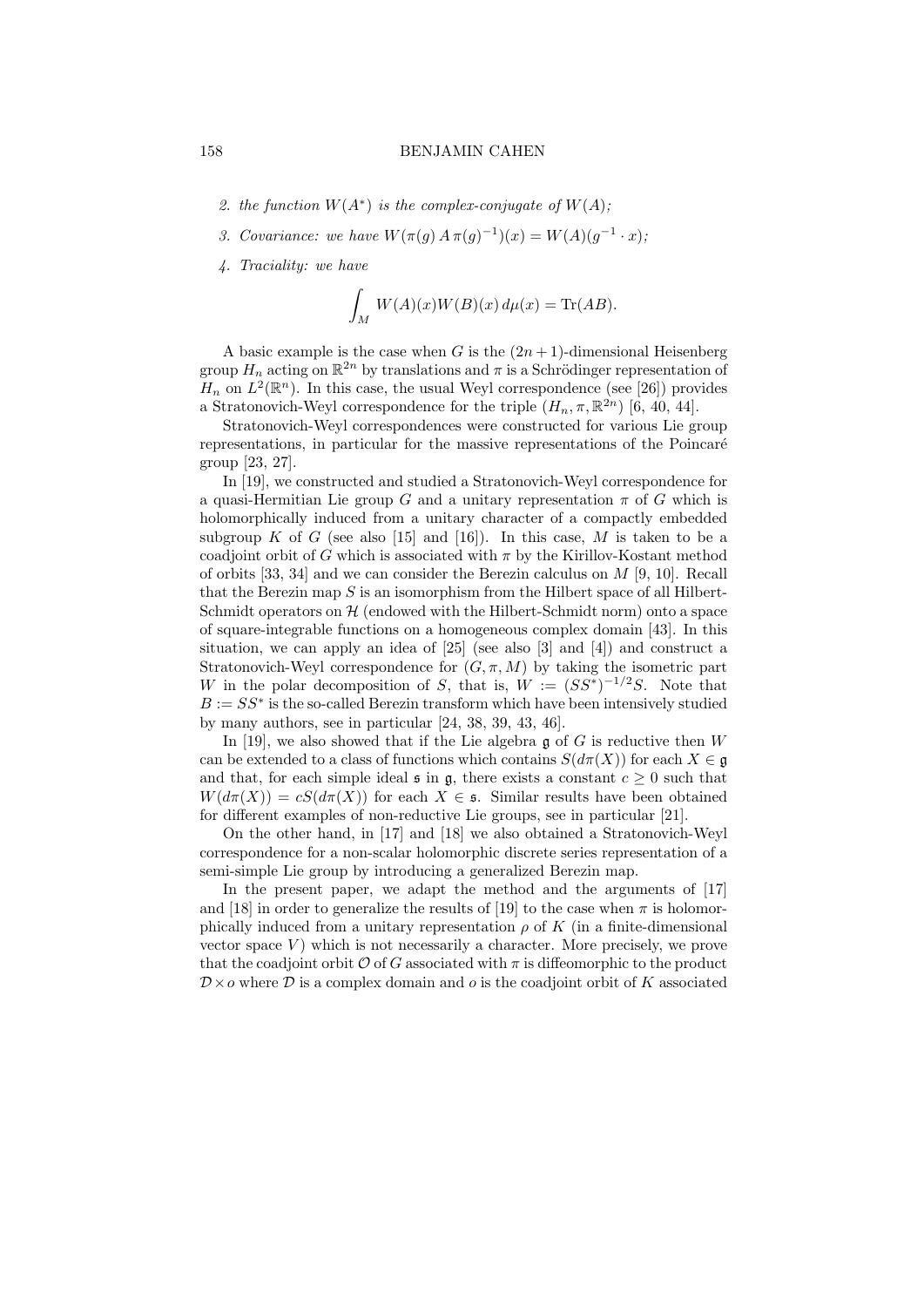2. *the function $W(A^*)$ is the complex-conjugate of $W(A)$;*
3. *Covariance: we have $W(\pi(g)\,A\,\pi(g)^{-1})(x) = W(A)(g^{-1}\cdot x)$;*
4. *Traciality: we have*

$$\int_M W(A)(x)W(B)(x)\,d\mu(x) = \mathrm{Tr}(AB).$$

A basic example is the case when $G$ is the $(2n+1)$-dimensional Heisenberg group $H_n$ acting on $\mathbb{R}^{2n}$ by translations and $\pi$ is a Schrödinger representation of $H_n$ on $L^2(\mathbb{R}^n)$. In this case, the usual Weyl correspondence (see [26]) provides a Stratonovich-Weyl correspondence for the triple $(H_n, \pi, \mathbb{R}^{2n})$ [6, 40, 44].

Stratonovich-Weyl correspondences were constructed for various Lie group representations, in particular for the massive representations of the Poincaré group [23, 27].

In [19], we constructed and studied a Stratonovich-Weyl correspondence for a quasi-Hermitian Lie group $G$ and a unitary representation $\pi$ of $G$ which is holomorphically induced from a unitary character of a compactly embedded subgroup $K$ of $G$ (see also [15] and [16]). In this case, $M$ is taken to be a coadjoint orbit of $G$ which is associated with $\pi$ by the Kirillov-Kostant method of orbits [33, 34] and we can consider the Berezin calculus on $M$ [9, 10]. Recall that the Berezin map $S$ is an isomorphism from the Hilbert space of all Hilbert-Schmidt operators on $\mathcal{H}$ (endowed with the Hilbert-Schmidt norm) onto a space of square-integrable functions on a homogeneous complex domain [43]. In this situation, we can apply an idea of [25] (see also [3] and [4]) and construct a Stratonovich-Weyl correspondence for $(G, \pi, M)$ by taking the isometric part $W$ in the polar decomposition of $S$, that is, $W := (SS^*)^{-1/2}S$. Note that $B := SS^*$ is the so-called Berezin transform which have been intensively studied by many authors, see in particular [24, 38, 39, 43, 46].

In [19], we also showed that if the Lie algebra $\mathfrak{g}$ of $G$ is reductive then $W$ can be extended to a class of functions which contains $S(d\pi(X))$ for each $X \in \mathfrak{g}$ and that, for each simple ideal $\mathfrak{s}$ in $\mathfrak{g}$, there exists a constant $c \geq 0$ such that $W(d\pi(X)) = cS(d\pi(X))$ for each $X \in \mathfrak{s}$. Similar results have been obtained for different examples of non-reductive Lie groups, see in particular [21].

On the other hand, in [17] and [18] we also obtained a Stratonovich-Weyl correspondence for a non-scalar holomorphic discrete series representation of a semi-simple Lie group by introducing a generalized Berezin map.

In the present paper, we adapt the method and the arguments of [17] and [18] in order to generalize the results of [19] to the case when $\pi$ is holomorphically induced from a unitary representation $\rho$ of $K$ (in a finite-dimensional vector space $V$) which is not necessarily a character. More precisely, we prove that the coadjoint orbit $\mathcal{O}$ of $G$ associated with $\pi$ is diffeomorphic to the product $\mathcal{D} \times o$ where $\mathcal{D}$ is a complex domain and $o$ is the coadjoint orbit of $K$ associated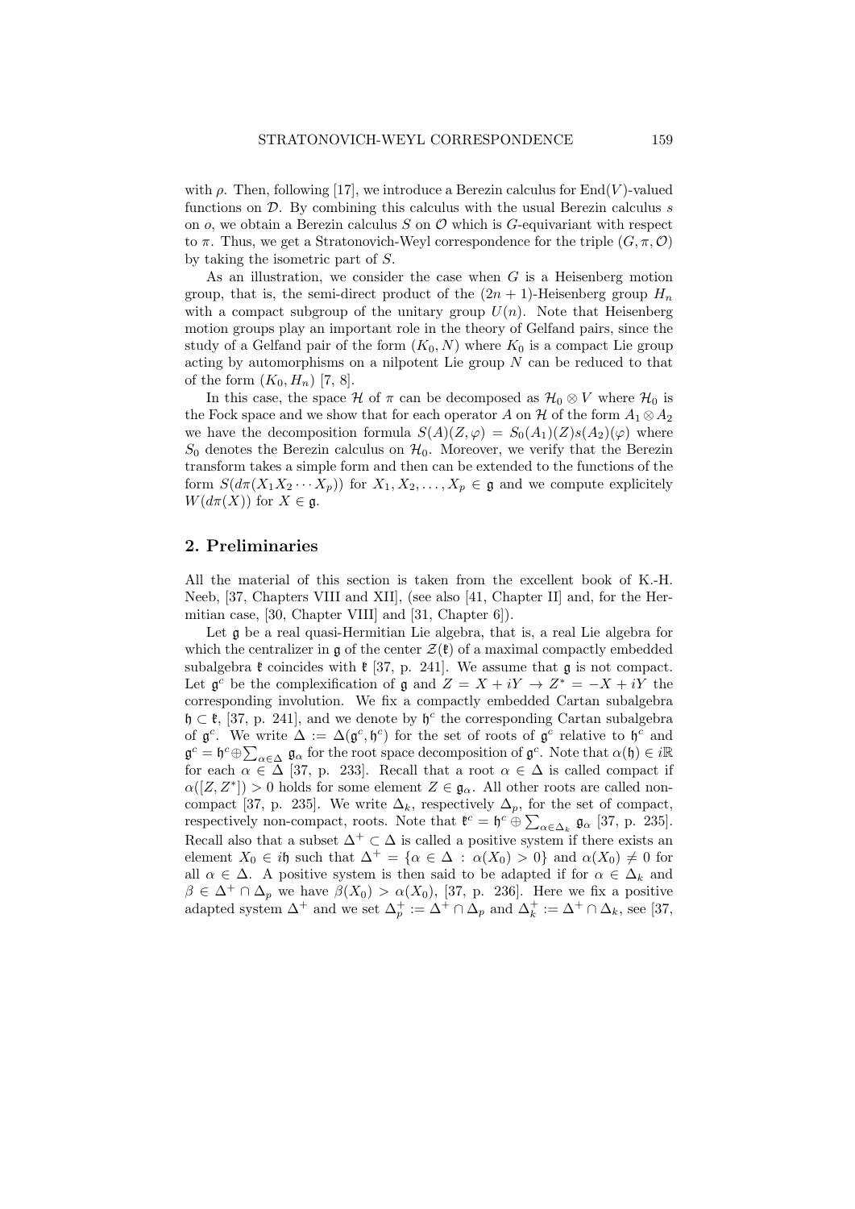with $\rho$. Then, following [17], we introduce a Berezin calculus for $\mathrm{End}(V)$-valued functions on $\mathcal{D}$. By combining this calculus with the usual Berezin calculus $s$ on $o$, we obtain a Berezin calculus $S$ on $\mathcal{O}$ which is $G$-equivariant with respect to $\pi$. Thus, we get a Stratonovich-Weyl correspondence for the triple $(G, \pi, \mathcal{O})$ by taking the isometric part of $S$.

As an illustration, we consider the case when $G$ is a Heisenberg motion group, that is, the semi-direct product of the $(2n+1)$-Heisenberg group $H_n$ with a compact subgroup of the unitary group $U(n)$. Note that Heisenberg motion groups play an important role in the theory of Gelfand pairs, since the study of a Gelfand pair of the form $(K_0, N)$ where $K_0$ is a compact Lie group acting by automorphisms on a nilpotent Lie group $N$ can be reduced to that of the form $(K_0, H_n)$ [7, 8].

In this case, the space $\mathcal{H}$ of $\pi$ can be decomposed as $\mathcal{H}_0 \otimes V$ where $\mathcal{H}_0$ is the Fock space and we show that for each operator $A$ on $\mathcal{H}$ of the form $A_1 \otimes A_2$ we have the decomposition formula $S(A)(Z, \varphi) = S_0(A_1)(Z) s(A_2)(\varphi)$ where $S_0$ denotes the Berezin calculus on $\mathcal{H}_0$. Moreover, we verify that the Berezin transform takes a simple form and then can be extended to the functions of the form $S(d\pi(X_1 X_2 \cdots X_p))$ for $X_1, X_2, \ldots, X_p \in \mathfrak{g}$ and we compute explicitely $W(d\pi(X))$ for $X \in \mathfrak{g}$.

## 2. Preliminaries

All the material of this section is taken from the excellent book of K.-H. Neeb, [37, Chapters VIII and XII], (see also [41, Chapter II] and, for the Hermitian case, [30, Chapter VIII] and [31, Chapter 6]).

Let $\mathfrak{g}$ be a real quasi-Hermitian Lie algebra, that is, a real Lie algebra for which the centralizer in $\mathfrak{g}$ of the center $\mathcal{Z}(\mathfrak{k})$ of a maximal compactly embedded subalgebra $\mathfrak{k}$ coincides with $\mathfrak{k}$ [37, p. 241]. We assume that $\mathfrak{g}$ is not compact. Let $\mathfrak{g}^c$ be the complexification of $\mathfrak{g}$ and $Z = X + iY \to Z^* = -X + iY$ the corresponding involution. We fix a compactly embedded Cartan subalgebra $\mathfrak{h} \subset \mathfrak{k}$, [37, p. 241], and we denote by $\mathfrak{h}^c$ the corresponding Cartan subalgebra of $\mathfrak{g}^c$. We write $\Delta := \Delta(\mathfrak{g}^c, \mathfrak{h}^c)$ for the set of roots of $\mathfrak{g}^c$ relative to $\mathfrak{h}^c$ and $\mathfrak{g}^c = \mathfrak{h}^c \oplus \sum_{\alpha \in \Delta} \mathfrak{g}_\alpha$ for the root space decomposition of $\mathfrak{g}^c$. Note that $\alpha(\mathfrak{h}) \in i\mathbb{R}$ for each $\alpha \in \Delta$ [37, p. 233]. Recall that a root $\alpha \in \Delta$ is called compact if $\alpha([Z, Z^*]) > 0$ holds for some element $Z \in \mathfrak{g}_\alpha$. All other roots are called non-compact [37, p. 235]. We write $\Delta_k$, respectively $\Delta_p$, for the set of compact, respectively non-compact, roots. Note that $\mathfrak{k}^c = \mathfrak{h}^c \oplus \sum_{\alpha \in \Delta_k} \mathfrak{g}_\alpha$ [37, p. 235]. Recall also that a subset $\Delta^+ \subset \Delta$ is called a positive system if there exists an element $X_0 \in i\mathfrak{h}$ such that $\Delta^+ = \{\alpha \in \Delta \,:\, \alpha(X_0) > 0\}$ and $\alpha(X_0) \neq 0$ for all $\alpha \in \Delta$. A positive system is then said to be adapted if for $\alpha \in \Delta_k$ and $\beta \in \Delta^+ \cap \Delta_p$ we have $\beta(X_0) > \alpha(X_0)$, [37, p. 236]. Here we fix a positive adapted system $\Delta^+$ and we set $\Delta_p^+ := \Delta^+ \cap \Delta_p$ and $\Delta_k^+ := \Delta^+ \cap \Delta_k$, see [37,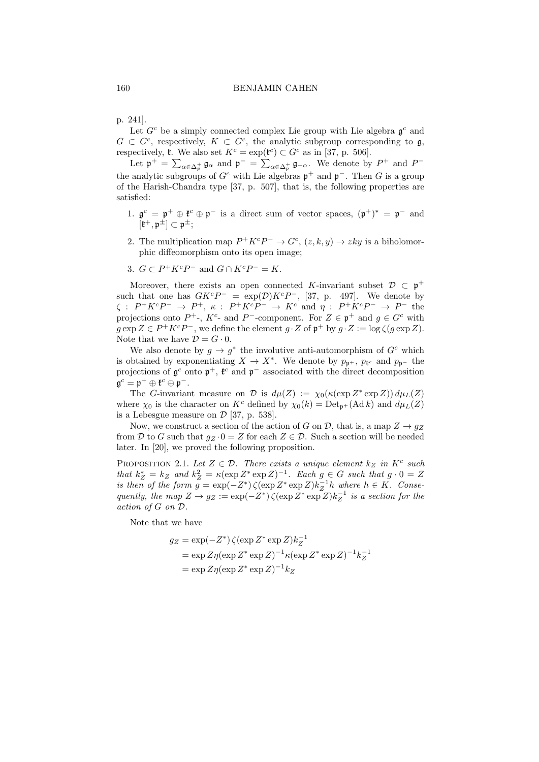p. 241].

Let $G^c$ be a simply connected complex Lie group with Lie algebra $\mathfrak{g}^c$ and $G \subset G^c$, respectively, $K \subset G^c$, the analytic subgroup corresponding to $\mathfrak{g}$, respectively, $\mathfrak{k}$. We also set $K^c = \exp(\mathfrak{k}^c) \subset G^c$ as in [37, p. 506].

Let $\mathfrak{p}^+ = \sum_{\alpha \in \Delta_p^+} \mathfrak{g}_\alpha$ and $\mathfrak{p}^- = \sum_{\alpha \in \Delta_p^+} \mathfrak{g}_{-\alpha}$. We denote by $P^+$ and $P^-$ the analytic subgroups of $G^c$ with Lie algebras $\mathfrak{p}^+$ and $\mathfrak{p}^-$. Then $G$ is a group of the Harish-Chandra type [37, p. 507], that is, the following properties are satisfied:

1. $\mathfrak{g}^c = \mathfrak{p}^+ \oplus \mathfrak{k}^c \oplus \mathfrak{p}^-$ is a direct sum of vector spaces, $(\mathfrak{p}^+)^* = \mathfrak{p}^-$ and $[\mathfrak{k}^+, \mathfrak{p}^\pm] \subset \mathfrak{p}^\pm$;
2. The multiplication map $P^+K^cP^- \to G^c$, $(z, k, y) \to zky$ is a biholomorphic diffeomorphism onto its open image;
3. $G \subset P^+K^cP^-$ and $G \cap K^cP^- = K$.

Moreover, there exists an open connected $K$-invariant subset $\mathcal{D} \subset \mathfrak{p}^+$ such that one has $GK^cP^- = \exp(\mathcal{D})K^cP^-$, [37, p. 497]. We denote by $\zeta : P^+K^cP^- \to P^+$, $\kappa : P^+K^cP^- \to K^c$ and $\eta : P^+K^cP^- \to P^-$ the projections onto $P^+$-, $K^c$- and $P^-$-component. For $Z \in \mathfrak{p}^+$ and $g \in G^c$ with $g \exp Z \in P^+K^cP^-$, we define the element $g \cdot Z$ of $\mathfrak{p}^+$ by $g \cdot Z := \log \zeta(g \exp Z)$. Note that we have $\mathcal{D} = G \cdot 0$.

We also denote by $g \to g^*$ the involutive anti-automorphism of $G^c$ which is obtained by exponentiating $X \to X^*$. We denote by $p_{\mathfrak{p}^+}$, $p_{\mathfrak{k}^c}$ and $p_{\mathfrak{p}^-}$ the projections of $\mathfrak{g}^c$ onto $\mathfrak{p}^+$, $\mathfrak{k}^c$ and $\mathfrak{p}^-$ associated with the direct decomposition $\mathfrak{g}^c = \mathfrak{p}^+ \oplus \mathfrak{k}^c \oplus \mathfrak{p}^-$.

The $G$-invariant measure on $\mathcal{D}$ is $d\mu(Z) := \chi_0(\kappa(\exp Z^* \exp Z))\, d\mu_L(Z)$ where $\chi_0$ is the character on $K^c$ defined by $\chi_0(k) = \mathrm{Det}_{\mathfrak{p}^+}(\mathrm{Ad}\, k)$ and $d\mu_L(Z)$ is a Lebesgue measure on $\mathcal{D}$ [37, p. 538].

Now, we construct a section of the action of $G$ on $\mathcal{D}$, that is, a map $Z \to g_Z$ from $\mathcal{D}$ to $G$ such that $g_Z \cdot 0 = Z$ for each $Z \in \mathcal{D}$. Such a section will be needed later. In [20], we proved the following proposition.

**Proposition 2.1.** *Let $Z \in \mathcal{D}$. There exists a unique element $k_Z$ in $K^c$ such that $k_Z^* = k_Z$ and $k_Z^2 = \kappa(\exp Z^* \exp Z)^{-1}$. Each $g \in G$ such that $g \cdot 0 = Z$ is then of the form $g = \exp(-Z^*)\,\zeta(\exp Z^* \exp Z) k_Z^{-1} h$ where $h \in K$. Consequently, the map $Z \to g_Z := \exp(-Z^*)\,\zeta(\exp Z^* \exp Z) k_Z^{-1}$ is a section for the action of $G$ on $\mathcal{D}$.*

Note that we have

$$
\begin{aligned}
g_Z &= \exp(-Z^*)\,\zeta(\exp Z^* \exp Z) k_Z^{-1} \\
&= \exp Z \eta(\exp Z^* \exp Z)^{-1} \kappa(\exp Z^* \exp Z)^{-1} k_Z^{-1} \\
&= \exp Z \eta(\exp Z^* \exp Z)^{-1} k_Z
\end{aligned}
$$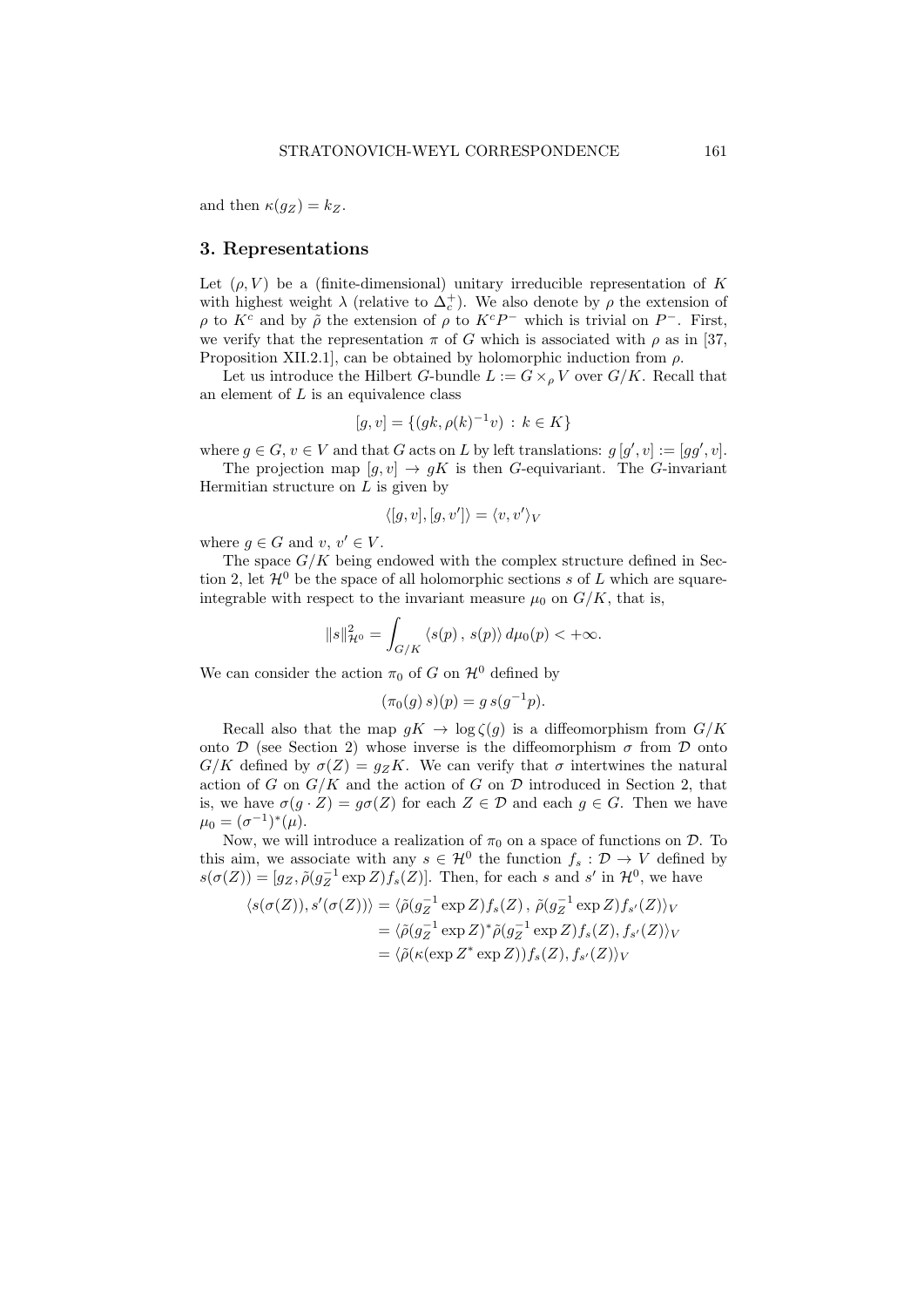and then $\kappa(g_Z) = k_Z$.

## 3. Representations

Let $(\rho, V)$ be a (finite-dimensional) unitary irreducible representation of $K$ with highest weight $\lambda$ (relative to $\Delta_c^+$). We also denote by $\rho$ the extension of $\rho$ to $K^c$ and by $\tilde{\rho}$ the extension of $\rho$ to $K^c P^-$ which is trivial on $P^-$. First, we verify that the representation $\pi$ of $G$ which is associated with $\rho$ as in [37, Proposition XII.2.1], can be obtained by holomorphic induction from $\rho$.

Let us introduce the Hilbert $G$-bundle $L := G \times_\rho V$ over $G/K$. Recall that an element of $L$ is an equivalence class

$$[g, v] = \{(gk, \rho(k)^{-1}v) \, : \, k \in K\}$$

where $g \in G$, $v \in V$ and that $G$ acts on $L$ by left translations: $g\,[g', v] := [gg', v]$.

The projection map $[g, v] \to gK$ is then $G$-equivariant. The $G$-invariant Hermitian structure on $L$ is given by

$$\langle [g, v], [g, v'] \rangle = \langle v, v' \rangle_V$$

where $g \in G$ and $v$, $v' \in V$.

The space $G/K$ being endowed with the complex structure defined in Section 2, let $\mathcal{H}^0$ be the space of all holomorphic sections $s$ of $L$ which are square-integrable with respect to the invariant measure $\mu_0$ on $G/K$, that is,

$$\|s\|^2_{\mathcal{H}^0} = \int_{G/K} \langle s(p)\,,\, s(p) \rangle \, d\mu_0(p) < +\infty.$$

We can consider the action $\pi_0$ of $G$ on $\mathcal{H}^0$ defined by

$$(\pi_0(g)\, s)(p) = g\, s(g^{-1}p).$$

Recall also that the map $gK \to \log \zeta(g)$ is a diffeomorphism from $G/K$ onto $\mathcal{D}$ (see Section 2) whose inverse is the diffeomorphism $\sigma$ from $\mathcal{D}$ onto $G/K$ defined by $\sigma(Z) = g_Z K$. We can verify that $\sigma$ intertwines the natural action of $G$ on $G/K$ and the action of $G$ on $\mathcal{D}$ introduced in Section 2, that is, we have $\sigma(g \cdot Z) = g\sigma(Z)$ for each $Z \in \mathcal{D}$ and each $g \in G$. Then we have $\mu_0 = (\sigma^{-1})^*(\mu)$.

Now, we will introduce a realization of $\pi_0$ on a space of functions on $\mathcal{D}$. To this aim, we associate with any $s \in \mathcal{H}^0$ the function $f_s : \mathcal{D} \to V$ defined by $s(\sigma(Z)) = [g_Z, \tilde{\rho}(g_Z^{-1} \exp Z) f_s(Z)]$. Then, for each $s$ and $s'$ in $\mathcal{H}^0$, we have

$$\begin{aligned}
\langle s(\sigma(Z)), s'(\sigma(Z)) \rangle &= \langle \tilde{\rho}(g_Z^{-1} \exp Z) f_s(Z)\,,\, \tilde{\rho}(g_Z^{-1} \exp Z) f_{s'}(Z) \rangle_V \\
&= \langle \tilde{\rho}(g_Z^{-1} \exp Z)^* \tilde{\rho}(g_Z^{-1} \exp Z) f_s(Z), f_{s'}(Z) \rangle_V \\
&= \langle \tilde{\rho}(\kappa(\exp Z^* \exp Z)) f_s(Z), f_{s'}(Z) \rangle_V
\end{aligned}$$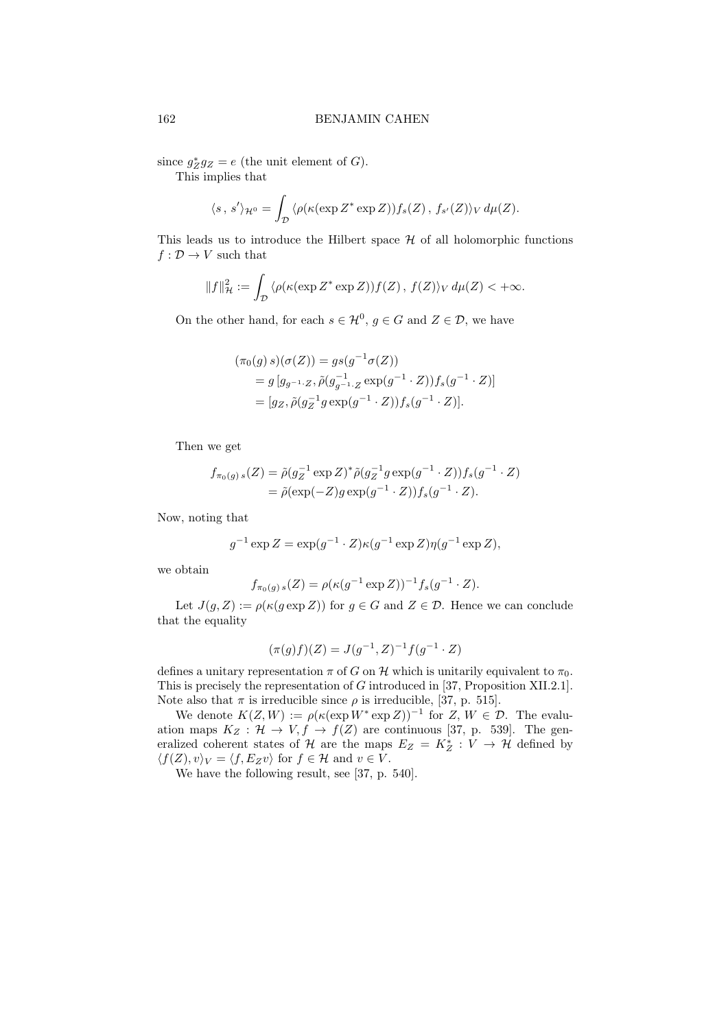since $g_Z^* g_Z = e$ (the unit element of $G$).

This implies that

$$\langle s\,,\, s' \rangle_{\mathcal{H}^0} = \int_{\mathcal{D}} \langle \rho(\kappa(\exp Z^* \exp Z)) f_s(Z)\,,\, f_{s'}(Z) \rangle_V \, d\mu(Z).$$

This leads us to introduce the Hilbert space $\mathcal{H}$ of all holomorphic functions $f : \mathcal{D} \to V$ such that

$$\|f\|^2_{\mathcal{H}} := \int_{\mathcal{D}} \langle \rho(\kappa(\exp Z^* \exp Z)) f(Z)\,,\, f(Z) \rangle_V \, d\mu(Z) < +\infty.$$

On the other hand, for each $s \in \mathcal{H}^0$, $g \in G$ and $Z \in \mathcal{D}$, we have

$$\begin{aligned}
(\pi_0(g)\, s)(\sigma(Z)) &= g s(g^{-1} \sigma(Z)) \\
&= g\, [g_{g^{-1}\cdot Z}, \tilde{\rho}(g^{-1}_{g^{-1}\cdot Z} \exp(g^{-1}\cdot Z)) f_s(g^{-1}\cdot Z)] \\
&= [g_Z, \tilde{\rho}(g_Z^{-1} g \exp(g^{-1}\cdot Z)) f_s(g^{-1}\cdot Z)].
\end{aligned}$$

Then we get

$$\begin{aligned}
f_{\pi_0(g)\, s}(Z) &= \tilde{\rho}(g_Z^{-1} \exp Z)^* \tilde{\rho}(g_Z^{-1} g \exp(g^{-1}\cdot Z)) f_s(g^{-1}\cdot Z) \\
&= \tilde{\rho}(\exp(-Z) g \exp(g^{-1}\cdot Z)) f_s(g^{-1}\cdot Z).
\end{aligned}$$

Now, noting that

$$g^{-1} \exp Z = \exp(g^{-1}\cdot Z) \kappa(g^{-1} \exp Z) \eta(g^{-1} \exp Z),$$

we obtain

$$f_{\pi_0(g)\, s}(Z) = \rho(\kappa(g^{-1} \exp Z))^{-1} f_s(g^{-1}\cdot Z).$$

Let $J(g, Z) := \rho(\kappa(g \exp Z))$ for $g \in G$ and $Z \in \mathcal{D}$. Hence we can conclude that the equality

$$(\pi(g) f)(Z) = J(g^{-1}, Z)^{-1} f(g^{-1}\cdot Z)$$

defines a unitary representation $\pi$ of $G$ on $\mathcal{H}$ which is unitarily equivalent to $\pi_0$. This is precisely the representation of $G$ introduced in [37, Proposition XII.2.1]. Note also that $\pi$ is irreducible since $\rho$ is irreducible, [37, p. 515].

We denote $K(Z, W) := \rho(\kappa(\exp W^* \exp Z))^{-1}$ for $Z, W \in \mathcal{D}$. The evaluation maps $K_Z : \mathcal{H} \to V, f \to f(Z)$ are continuous [37, p. 539]. The generalized coherent states of $\mathcal{H}$ are the maps $E_Z = K_Z^* : V \to \mathcal{H}$ defined by $\langle f(Z), v \rangle_V = \langle f, E_Z v \rangle$ for $f \in \mathcal{H}$ and $v \in V$.

We have the following result, see [37, p. 540].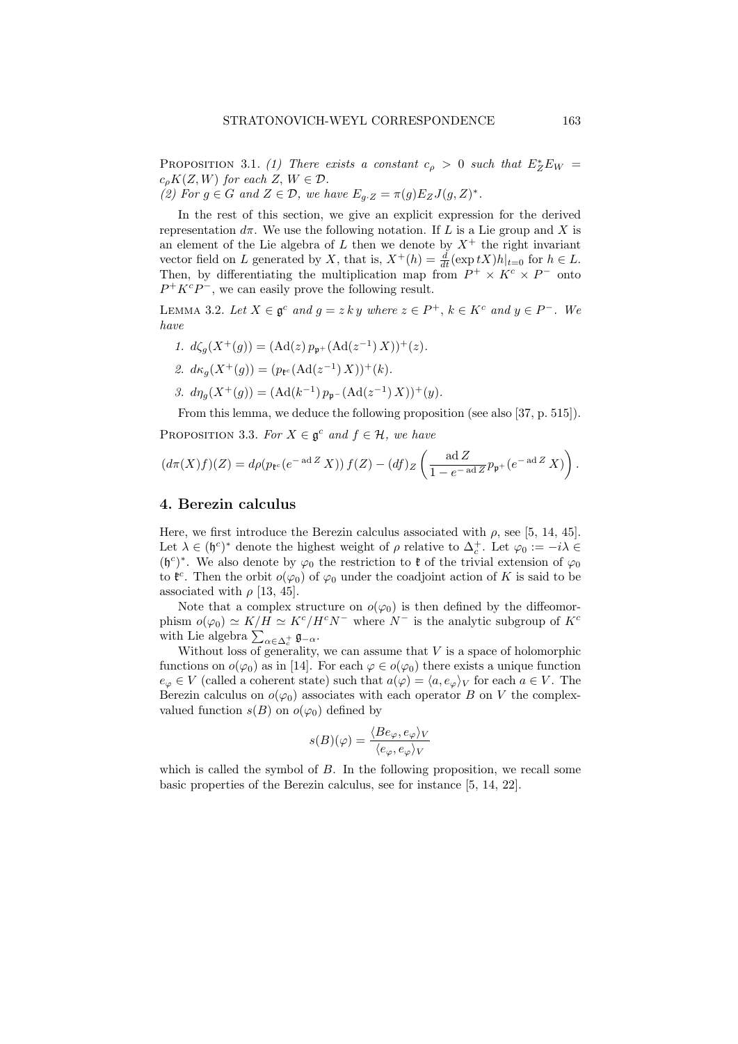Proposition 3.1. *(1) There exists a constant $c_\rho > 0$ such that $E_Z^* E_W = c_\rho K(Z, W)$ for each $Z, W \in \mathcal{D}$.*
*(2) For $g \in G$ and $Z \in \mathcal{D}$, we have $E_{g\cdot Z} = \pi(g) E_Z J(g, Z)^*$.*

In the rest of this section, we give an explicit expression for the derived representation $d\pi$. We use the following notation. If $L$ is a Lie group and $X$ is an element of the Lie algebra of $L$ then we denote by $X^+$ the right invariant vector field on $L$ generated by $X$, that is, $X^+(h) = \frac{d}{dt}(\exp tX)h|_{t=0}$ for $h \in L$. Then, by differentiating the multiplication map from $P^+ \times K^c \times P^-$ onto $P^+ K^c P^-$, we can easily prove the following result.

Lemma 3.2. *Let $X \in \mathfrak{g}^c$ and $g = z\,k\,y$ where $z \in P^+$, $k \in K^c$ and $y \in P^-$. We have*

1. *$d\zeta_g(X^+(g)) = (\mathrm{Ad}(z)\, p_{\mathfrak{p}^+}(\mathrm{Ad}(z^{-1})\, X))^+(z)$.*
2. *$d\kappa_g(X^+(g)) = (p_{\mathfrak{k}^c}(\mathrm{Ad}(z^{-1})\, X))^+(k)$.*
3. *$d\eta_g(X^+(g)) = (\mathrm{Ad}(k^{-1})\, p_{\mathfrak{p}^-}(\mathrm{Ad}(z^{-1})\, X))^+(y)$.*

From this lemma, we deduce the following proposition (see also [37, p. 515]).

Proposition 3.3. *For $X \in \mathfrak{g}^c$ and $f \in \mathcal{H}$, we have*

$$(d\pi(X)f)(Z) = d\rho(p_{\mathfrak{k}^c}(e^{-\,\mathrm{ad}\,Z} X))\, f(Z) - (df)_Z \left( \frac{\mathrm{ad}\,Z}{1 - e^{-\,\mathrm{ad}\,Z}} p_{\mathfrak{p}^+}(e^{-\,\mathrm{ad}\,Z} X) \right).$$

## 4. Berezin calculus

Here, we first introduce the Berezin calculus associated with $\rho$, see [5, 14, 45]. Let $\lambda \in (\mathfrak{h}^c)^*$ denote the highest weight of $\rho$ relative to $\Delta_c^+$. Let $\varphi_0 := -i\lambda \in (\mathfrak{h}^c)^*$. We also denote by $\varphi_0$ the restriction to $\mathfrak{k}$ of the trivial extension of $\varphi_0$ to $\mathfrak{k}^c$. Then the orbit $o(\varphi_0)$ of $\varphi_0$ under the coadjoint action of $K$ is said to be associated with $\rho$ [13, 45].

Note that a complex structure on $o(\varphi_0)$ is then defined by the diffeomorphism $o(\varphi_0) \simeq K/H \simeq K^c/H^c N^-$ where $N^-$ is the analytic subgroup of $K^c$ with Lie algebra $\sum_{\alpha \in \Delta_c^+} \mathfrak{g}_{-\alpha}$.

Without loss of generality, we can assume that $V$ is a space of holomorphic functions on $o(\varphi_0)$ as in [14]. For each $\varphi \in o(\varphi_0)$ there exists a unique function $e_\varphi \in V$ (called a coherent state) such that $a(\varphi) = \langle a, e_\varphi \rangle_V$ for each $a \in V$. The Berezin calculus on $o(\varphi_0)$ associates with each operator $B$ on $V$ the complex-valued function $s(B)$ on $o(\varphi_0)$ defined by

$$s(B)(\varphi) = \frac{\langle B e_\varphi, e_\varphi \rangle_V}{\langle e_\varphi, e_\varphi \rangle_V}$$

which is called the symbol of $B$. In the following proposition, we recall some basic properties of the Berezin calculus, see for instance [5, 14, 22].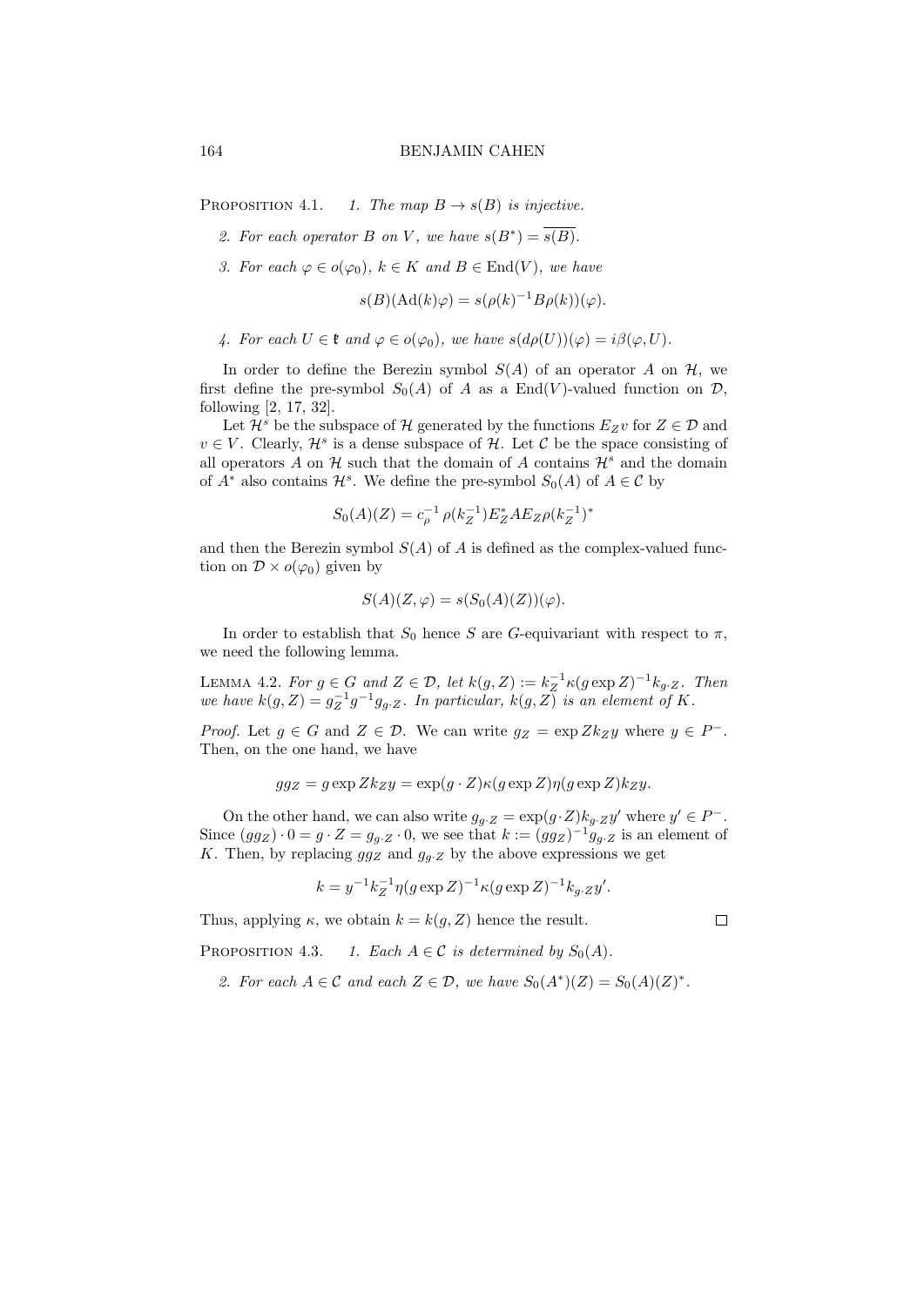PROPOSITION 4.1. *1. The map $B \to s(B)$ is injective.*

*2. For each operator $B$ on $V$, we have $s(B^*) = \overline{s(B)}$.*

*3. For each $\varphi \in o(\varphi_0)$, $k \in K$ and $B \in \mathrm{End}(V)$, we have*

$$s(B)(\mathrm{Ad}(k)\varphi) = s(\rho(k)^{-1}B\rho(k))(\varphi).$$

*4. For each $U \in \mathfrak{k}$ and $\varphi \in o(\varphi_0)$, we have $s(d\rho(U))(\varphi) = i\beta(\varphi, U)$.*

In order to define the Berezin symbol $S(A)$ of an operator $A$ on $\mathcal{H}$, we first define the pre-symbol $S_0(A)$ of $A$ as a $\mathrm{End}(V)$-valued function on $\mathcal{D}$, following [2, 17, 32].

Let $\mathcal{H}^s$ be the subspace of $\mathcal{H}$ generated by the functions $E_Z v$ for $Z \in \mathcal{D}$ and $v \in V$. Clearly, $\mathcal{H}^s$ is a dense subspace of $\mathcal{H}$. Let $\mathcal{C}$ be the space consisting of all operators $A$ on $\mathcal{H}$ such that the domain of $A$ contains $\mathcal{H}^s$ and the domain of $A^*$ also contains $\mathcal{H}^s$. We define the pre-symbol $S_0(A)$ of $A \in \mathcal{C}$ by

$$S_0(A)(Z) = c_\rho^{-1}\,\rho(k_Z^{-1})E_Z^* A E_Z \rho(k_Z^{-1})^*$$

and then the Berezin symbol $S(A)$ of $A$ is defined as the complex-valued function on $\mathcal{D} \times o(\varphi_0)$ given by

$$S(A)(Z, \varphi) = s(S_0(A)(Z))(\varphi).$$

In order to establish that $S_0$ hence $S$ are $G$-equivariant with respect to $\pi$, we need the following lemma.

LEMMA 4.2. *For $g \in G$ and $Z \in \mathcal{D}$, let $k(g, Z) := k_Z^{-1}\kappa(g \exp Z)^{-1}k_{g\cdot Z}$. Then we have $k(g, Z) = g_Z^{-1}g^{-1}g_{g\cdot Z}$. In particular, $k(g, Z)$ is an element of $K$.*

*Proof.* Let $g \in G$ and $Z \in \mathcal{D}$. We can write $g_Z = \exp Z k_Z y$ where $y \in P^-$. Then, on the one hand, we have

$$g g_Z = g \exp Z k_Z y = \exp(g \cdot Z)\kappa(g \exp Z)\eta(g \exp Z)k_Z y.$$

On the other hand, we can also write $g_{g\cdot Z} = \exp(g\cdot Z)k_{g\cdot Z}y'$ where $y' \in P^-$. Since $(g g_Z)\cdot 0 = g \cdot Z = g_{g\cdot Z}\cdot 0$, we see that $k := (g g_Z)^{-1}g_{g\cdot Z}$ is an element of $K$. Then, by replacing $g g_Z$ and $g_{g\cdot Z}$ by the above expressions we get

$$k = y^{-1}k_Z^{-1}\eta(g \exp Z)^{-1}\kappa(g \exp Z)^{-1}k_{g\cdot Z}y'.$$

Thus, applying $\kappa$, we obtain $k = k(g, Z)$ hence the result. $\square$

PROPOSITION 4.3. *1. Each $A \in \mathcal{C}$ is determined by $S_0(A)$.*

*2. For each $A \in \mathcal{C}$ and each $Z \in \mathcal{D}$, we have $S_0(A^*)(Z) = S_0(A)(Z)^*$.*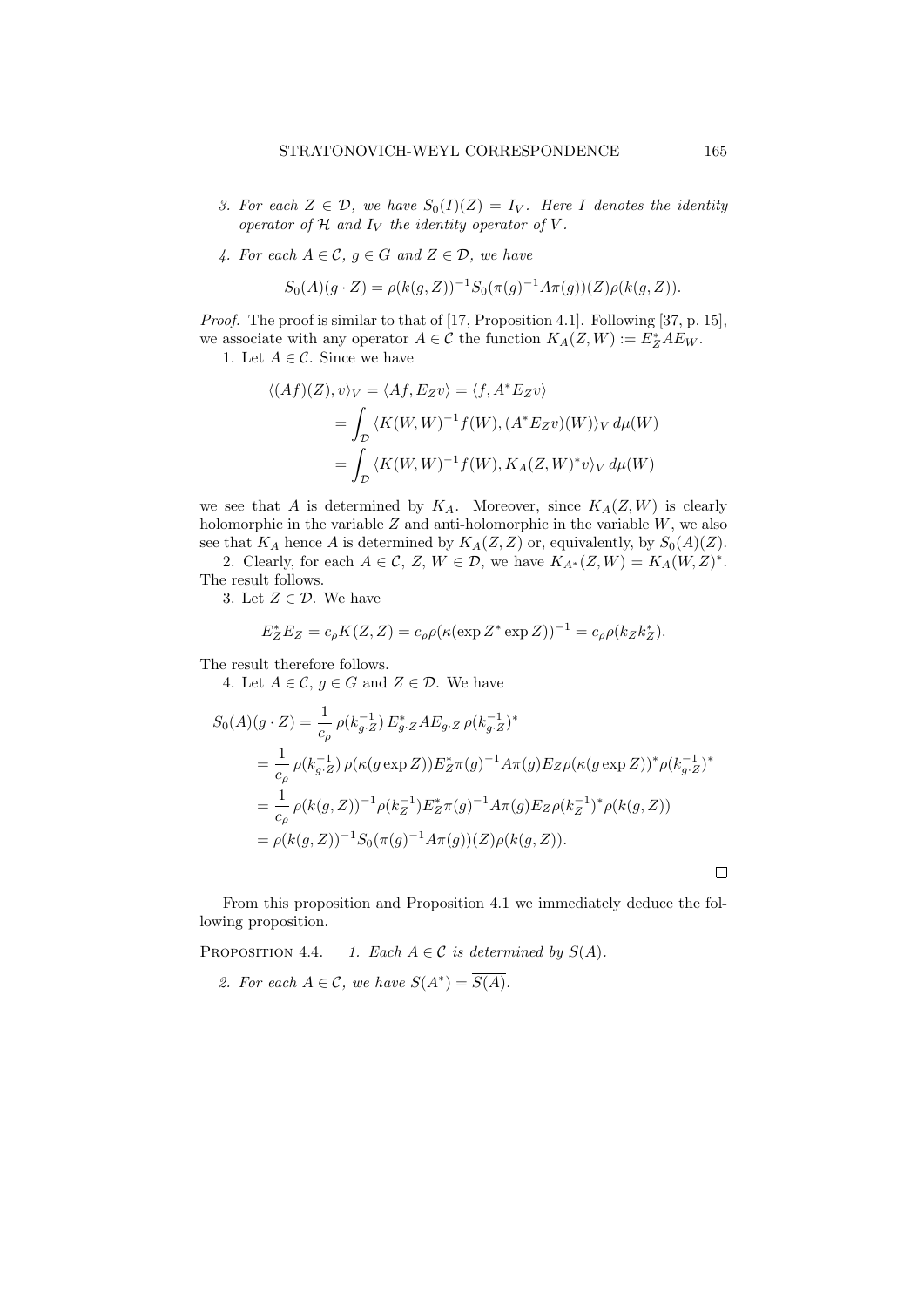*3. For each $Z \in \mathcal{D}$, we have $S_0(I)(Z) = I_V$. Here $I$ denotes the identity operator of $\mathcal{H}$ and $I_V$ the identity operator of $V$.*

*4. For each $A \in \mathcal{C}$, $g \in G$ and $Z \in \mathcal{D}$, we have*

$$S_0(A)(g \cdot Z) = \rho(k(g, Z))^{-1} S_0(\pi(g)^{-1} A \pi(g))(Z) \rho(k(g, Z)).$$

*Proof.* The proof is similar to that of [17, Proposition 4.1]. Following [37, p. 15], we associate with any operator $A \in \mathcal{C}$ the function $K_A(Z, W) := E_Z^* A E_W$.

1. Let $A \in \mathcal{C}$. Since we have

$$\begin{aligned}
\langle (Af)(Z), v \rangle_V = \langle Af, E_Z v \rangle &= \langle f, A^* E_Z v \rangle \\
&= \int_{\mathcal{D}} \langle K(W, W)^{-1} f(W), (A^* E_Z v)(W) \rangle_V \, d\mu(W) \\
&= \int_{\mathcal{D}} \langle K(W, W)^{-1} f(W), K_A(Z, W)^* v \rangle_V \, d\mu(W)
\end{aligned}$$

we see that $A$ is determined by $K_A$. Moreover, since $K_A(Z, W)$ is clearly holomorphic in the variable $Z$ and anti-holomorphic in the variable $W$, we also see that $K_A$ hence $A$ is determined by $K_A(Z, Z)$ or, equivalently, by $S_0(A)(Z)$.

2. Clearly, for each $A \in \mathcal{C}$, $Z$, $W \in \mathcal{D}$, we have $K_{A^*}(Z, W) = K_A(W, Z)^*$. The result follows.

3. Let $Z \in \mathcal{D}$. We have

$$E_Z^* E_Z = c_\rho K(Z, Z) = c_\rho \rho(\kappa(\exp Z^* \exp Z))^{-1} = c_\rho \rho(k_Z k_Z^*).$$

The result therefore follows.

4. Let $A \in \mathcal{C}$, $g \in G$ and $Z \in \mathcal{D}$. We have

$$\begin{aligned}
S_0(A)(g \cdot Z) &= \frac{1}{c_\rho} \, \rho(k_{g \cdot Z}^{-1}) \, E_{g \cdot Z}^* A E_{g \cdot Z} \, \rho(k_{g \cdot Z}^{-1})^* \\
&= \frac{1}{c_\rho} \, \rho(k_{g \cdot Z}^{-1}) \, \rho(\kappa(g \exp Z)) E_Z^* \pi(g)^{-1} A \pi(g) E_Z \rho(\kappa(g \exp Z))^* \rho(k_{g \cdot Z}^{-1})^* \\
&= \frac{1}{c_\rho} \, \rho(k(g, Z))^{-1} \rho(k_Z^{-1}) E_Z^* \pi(g)^{-1} A \pi(g) E_Z \rho(k_Z^{-1})^* \rho(k(g, Z)) \\
&= \rho(k(g, Z))^{-1} S_0(\pi(g)^{-1} A \pi(g))(Z) \rho(k(g, Z)).
\end{aligned}$$

$\square$

From this proposition and Proposition 4.1 we immediately deduce the following proposition.

PROPOSITION 4.4. *1. Each $A \in \mathcal{C}$ is determined by $S(A)$.*

*2. For each $A \in \mathcal{C}$, we have $S(A^*) = \overline{S(A)}$.*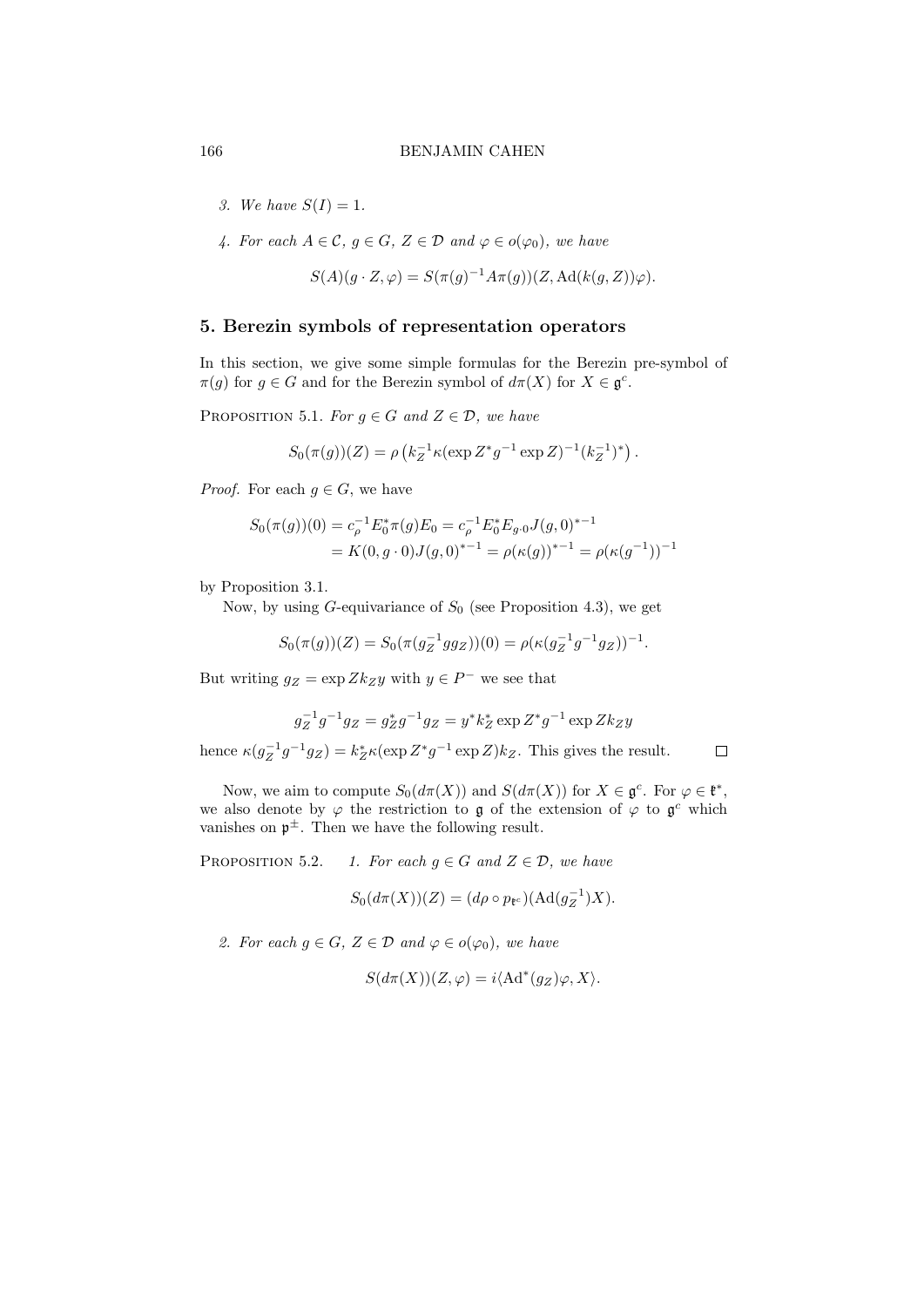3. *We have* $S(I)=1$.

4. *For each* $A\in \mathcal{C}$, $g\in G$, $Z\in\mathcal{D}$ *and* $\varphi\in o(\varphi_0)$, *we have*

$$S(A)(g\cdot Z,\varphi)=S(\pi(g)^{-1}A\pi(g))(Z,\mathrm{Ad}(k(g,Z))\varphi).$$

## 5. Berezin symbols of representation operators

In this section, we give some simple formulas for the Berezin pre-symbol of $\pi(g)$ for $g\in G$ and for the Berezin symbol of $d\pi(X)$ for $X\in\mathfrak{g}^c$.

PROPOSITION 5.1. *For* $g\in G$ *and* $Z\in\mathcal{D}$, *we have*

$$S_0(\pi(g))(Z)=\rho\left(k_Z^{-1}\kappa(\exp Z^*g^{-1}\exp Z)^{-1}(k_Z^{-1})^*\right).$$

*Proof.* For each $g\in G$, we have

$$\begin{aligned}S_0(\pi(g))(0)&=c_\rho^{-1}E_0^*\pi(g)E_0=c_\rho^{-1}E_0^*E_{g\cdot 0}J(g,0)^{*-1}\\&=K(0,g\cdot 0)J(g,0)^{*-1}=\rho(\kappa(g))^{*-1}=\rho(\kappa(g^{-1}))^{-1}\end{aligned}$$

by Proposition 3.1.

Now, by using $G$-equivariance of $S_0$ (see Proposition 4.3), we get

$$S_0(\pi(g))(Z)=S_0(\pi(g_Z^{-1}gg_Z))(0)=\rho(\kappa(g_Z^{-1}g^{-1}g_Z))^{-1}.$$

But writing $g_Z=\exp Zk_Zy$ with $y\in P^-$ we see that

$$g_Z^{-1}g^{-1}g_Z=g_Z^*g^{-1}g_Z=y^*k_Z^*\exp Z^*g^{-1}\exp Zk_Zy$$

hence $\kappa(g_Z^{-1}g^{-1}g_Z)=k_Z^*\kappa(\exp Z^*g^{-1}\exp Z)k_Z$. This gives the result. $\square$

Now, we aim to compute $S_0(d\pi(X))$ and $S(d\pi(X))$ for $X\in\mathfrak{g}^c$. For $\varphi\in\mathfrak{k}^*$, we also denote by $\varphi$ the restriction to $\mathfrak{g}$ of the extension of $\varphi$ to $\mathfrak{g}^c$ which vanishes on $\mathfrak{p}^{\pm}$. Then we have the following result.

PROPOSITION 5.2. 1. *For each* $g\in G$ *and* $Z\in\mathcal{D}$, *we have*

$$S_0(d\pi(X))(Z)=(d\rho\circ p_{\mathfrak{k}^c})(\mathrm{Ad}(g_Z^{-1})X).$$

2. *For each* $g\in G$, $Z\in\mathcal{D}$ *and* $\varphi\in o(\varphi_0)$, *we have*

$$S(d\pi(X))(Z,\varphi)=i\langle\mathrm{Ad}^*(g_Z)\varphi,X\rangle.$$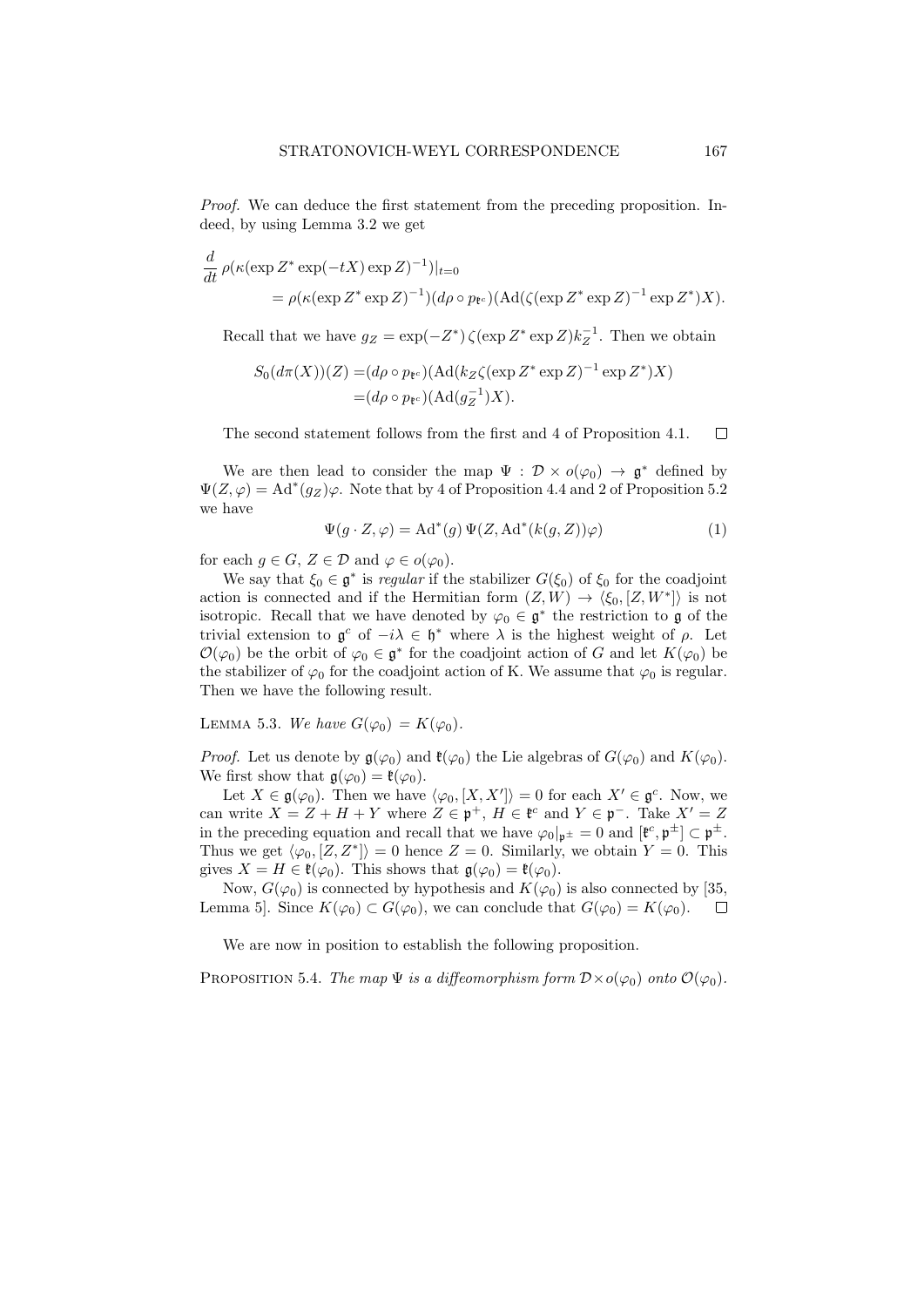*Proof.* We can deduce the first statement from the preceding proposition. Indeed, by using Lemma 3.2 we get

$$\frac{d}{dt}\,\rho(\kappa(\exp Z^* \exp(-tX)\exp Z)^{-1})|_{t=0}$$
$$= \rho(\kappa(\exp Z^* \exp Z)^{-1})(d\rho \circ p_{\mathfrak{k}^c})(\mathrm{Ad}(\zeta(\exp Z^* \exp Z)^{-1}\exp Z^*)X).$$

Recall that we have $g_Z = \exp(-Z^*)\,\zeta(\exp Z^* \exp Z)k_Z^{-1}$. Then we obtain

$$\begin{aligned} S_0(d\pi(X))(Z) &= (d\rho \circ p_{\mathfrak{k}^c})(\mathrm{Ad}(k_Z\zeta(\exp Z^* \exp Z)^{-1}\exp Z^*)X) \\ &= (d\rho \circ p_{\mathfrak{k}^c})(\mathrm{Ad}(g_Z^{-1})X). \end{aligned}$$

The second statement follows from the first and 4 of Proposition 4.1. □

We are then lead to consider the map $\Psi : \mathcal{D} \times o(\varphi_0) \to \mathfrak{g}^*$ defined by $\Psi(Z,\varphi) = \mathrm{Ad}^*(g_Z)\varphi$. Note that by 4 of Proposition 4.4 and 2 of Proposition 5.2 we have

$$\Psi(g \cdot Z, \varphi) = \mathrm{Ad}^*(g)\,\Psi(Z, \mathrm{Ad}^*(k(g,Z))\varphi) \tag{1}$$

for each $g \in G$, $Z \in \mathcal{D}$ and $\varphi \in o(\varphi_0)$.

We say that $\xi_0 \in \mathfrak{g}^*$ is *regular* if the stabilizer $G(\xi_0)$ of $\xi_0$ for the coadjoint action is connected and if the Hermitian form $(Z,W) \to \langle \xi_0, [Z,W^*]\rangle$ is not isotropic. Recall that we have denoted by $\varphi_0 \in \mathfrak{g}^*$ the restriction to $\mathfrak{g}$ of the trivial extension to $\mathfrak{g}^c$ of $-i\lambda \in \mathfrak{h}^*$ where $\lambda$ is the highest weight of $\rho$. Let $\mathcal{O}(\varphi_0)$ be the orbit of $\varphi_0 \in \mathfrak{g}^*$ for the coadjoint action of $G$ and let $K(\varphi_0)$ be the stabilizer of $\varphi_0$ for the coadjoint action of K. We assume that $\varphi_0$ is regular. Then we have the following result.

LEMMA 5.3. *We have* $G(\varphi_0) = K(\varphi_0)$.

*Proof.* Let us denote by $\mathfrak{g}(\varphi_0)$ and $\mathfrak{k}(\varphi_0)$ the Lie algebras of $G(\varphi_0)$ and $K(\varphi_0)$. We first show that $\mathfrak{g}(\varphi_0) = \mathfrak{k}(\varphi_0)$.

Let $X \in \mathfrak{g}(\varphi_0)$. Then we have $\langle \varphi_0, [X, X']\rangle = 0$ for each $X' \in \mathfrak{g}^c$. Now, we can write $X = Z + H + Y$ where $Z \in \mathfrak{p}^+$, $H \in \mathfrak{k}^c$ and $Y \in \mathfrak{p}^-$. Take $X' = Z$ in the preceding equation and recall that we have $\varphi_0|_{\mathfrak{p}^\pm} = 0$ and $[\mathfrak{k}^c, \mathfrak{p}^\pm] \subset \mathfrak{p}^\pm$. Thus we get $\langle \varphi_0, [Z, Z^*]\rangle = 0$ hence $Z = 0$. Similarly, we obtain $Y = 0$. This gives $X = H \in \mathfrak{k}(\varphi_0)$. This shows that $\mathfrak{g}(\varphi_0) = \mathfrak{k}(\varphi_0)$.

Now, $G(\varphi_0)$ is connected by hypothesis and $K(\varphi_0)$ is also connected by [35, Lemma 5]. Since $K(\varphi_0) \subset G(\varphi_0)$, we can conclude that $G(\varphi_0) = K(\varphi_0)$. □

We are now in position to establish the following proposition.

PROPOSITION 5.4. *The map* $\Psi$ *is a diffeomorphism form* $\mathcal{D} \times o(\varphi_0)$ *onto* $\mathcal{O}(\varphi_0)$.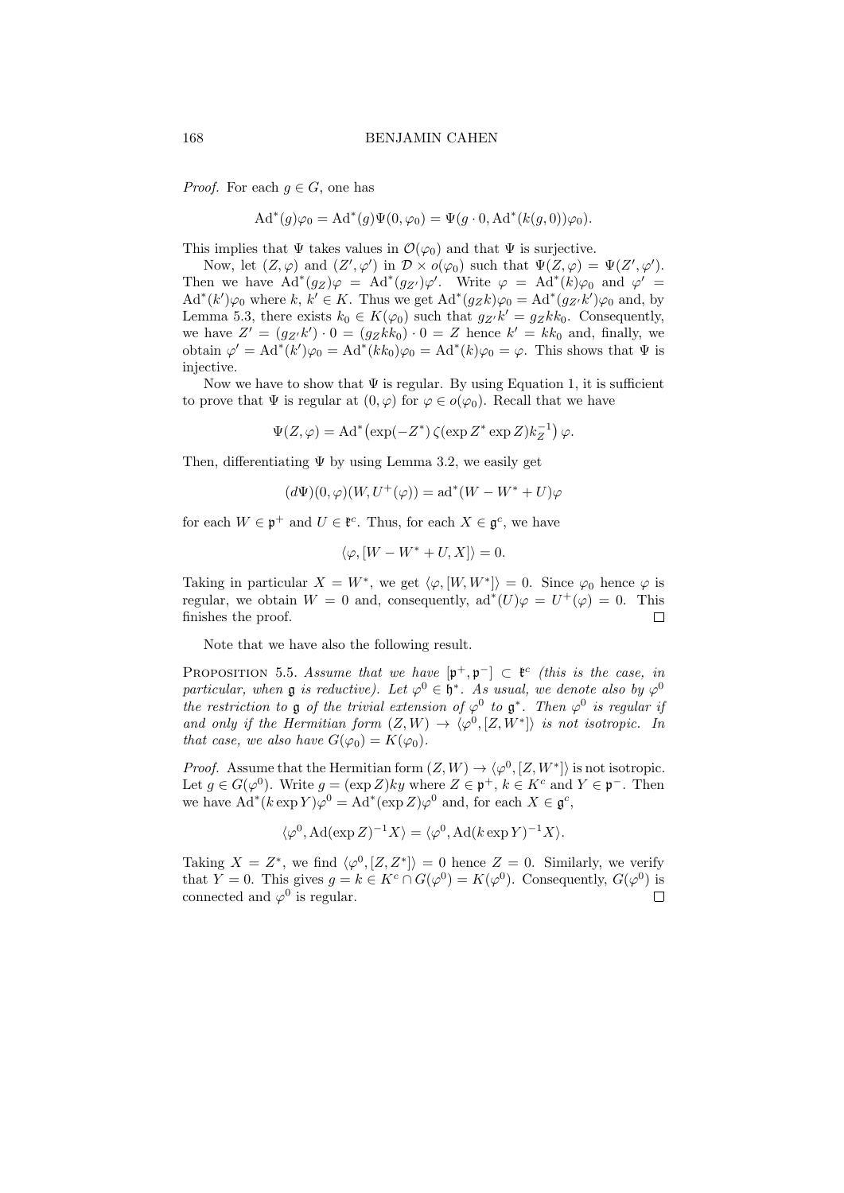*Proof.* For each $g \in G$, one has

$$\mathrm{Ad}^*(g)\varphi_0 = \mathrm{Ad}^*(g)\Psi(0,\varphi_0) = \Psi(g\cdot 0, \mathrm{Ad}^*(k(g,0))\varphi_0).$$

This implies that $\Psi$ takes values in $\mathcal{O}(\varphi_0)$ and that $\Psi$ is surjective.

Now, let $(Z,\varphi)$ and $(Z',\varphi')$ in $\mathcal{D}\times o(\varphi_0)$ such that $\Psi(Z,\varphi) = \Psi(Z',\varphi')$. Then we have $\mathrm{Ad}^*(g_Z)\varphi = \mathrm{Ad}^*(g_{Z'})\varphi'$. Write $\varphi = \mathrm{Ad}^*(k)\varphi_0$ and $\varphi' = \mathrm{Ad}^*(k')\varphi_0$ where $k$, $k' \in K$. Thus we get $\mathrm{Ad}^*(g_Z k)\varphi_0 = \mathrm{Ad}^*(g_{Z'}k')\varphi_0$ and, by Lemma 5.3, there exists $k_0 \in K(\varphi_0)$ such that $g_{Z'}k' = g_Z k k_0$. Consequently, we have $Z' = (g_{Z'}k')\cdot 0 = (g_Z k k_0)\cdot 0 = Z$ hence $k' = kk_0$ and, finally, we obtain $\varphi' = \mathrm{Ad}^*(k')\varphi_0 = \mathrm{Ad}^*(kk_0)\varphi_0 = \mathrm{Ad}^*(k)\varphi_0 = \varphi$. This shows that $\Psi$ is injective.

Now we have to show that $\Psi$ is regular. By using Equation 1, it is sufficient to prove that $\Psi$ is regular at $(0,\varphi)$ for $\varphi \in o(\varphi_0)$. Recall that we have

$$\Psi(Z,\varphi) = \mathrm{Ad}^*\big(\exp(-Z^*)\,\zeta(\exp Z^* \exp Z)k_Z^{-1}\big)\,\varphi.$$

Then, differentiating $\Psi$ by using Lemma 3.2, we easily get

$$(d\Psi)(0,\varphi)(W, U^+(\varphi)) = \mathrm{ad}^*(W - W^* + U)\varphi$$

for each $W \in \mathfrak{p}^+$ and $U \in \mathfrak{k}^c$. Thus, for each $X \in \mathfrak{g}^c$, we have

$$\langle \varphi, [W - W^* + U, X]\rangle = 0.$$

Taking in particular $X = W^*$, we get $\langle \varphi, [W, W^*]\rangle = 0$. Since $\varphi_0$ hence $\varphi$ is regular, we obtain $W = 0$ and, consequently, $\mathrm{ad}^*(U)\varphi = U^+(\varphi) = 0$. This finishes the proof. ◻

Note that we have also the following result.

Proposition 5.5. *Assume that we have $[\mathfrak{p}^+,\mathfrak{p}^-] \subset \mathfrak{k}^c$ (this is the case, in particular, when $\mathfrak{g}$ is reductive). Let $\varphi^0 \in \mathfrak{h}^*$. As usual, we denote also by $\varphi^0$ the restriction to $\mathfrak{g}$ of the trivial extension of $\varphi^0$ to $\mathfrak{g}^*$. Then $\varphi^0$ is regular if and only if the Hermitian form $(Z,W) \to \langle \varphi^0, [Z, W^*]\rangle$ is not isotropic. In that case, we also have $G(\varphi_0) = K(\varphi_0)$.*

*Proof.* Assume that the Hermitian form $(Z,W) \to \langle \varphi^0, [Z, W^*]\rangle$ is not isotropic. Let $g \in G(\varphi^0)$. Write $g = (\exp Z)ky$ where $Z \in \mathfrak{p}^+$, $k \in K^c$ and $Y \in \mathfrak{p}^-$. Then we have $\mathrm{Ad}^*(k \exp Y)\varphi^0 = \mathrm{Ad}^*(\exp Z)\varphi^0$ and, for each $X \in \mathfrak{g}^c$,

$$\langle \varphi^0, \mathrm{Ad}(\exp Z)^{-1}X\rangle = \langle \varphi^0, \mathrm{Ad}(k \exp Y)^{-1}X\rangle.$$

Taking $X = Z^*$, we find $\langle \varphi^0, [Z, Z^*]\rangle = 0$ hence $Z = 0$. Similarly, we verify that $Y = 0$. This gives $g = k \in K^c \cap G(\varphi^0) = K(\varphi^0)$. Consequently, $G(\varphi^0)$ is connected and $\varphi^0$ is regular. ◻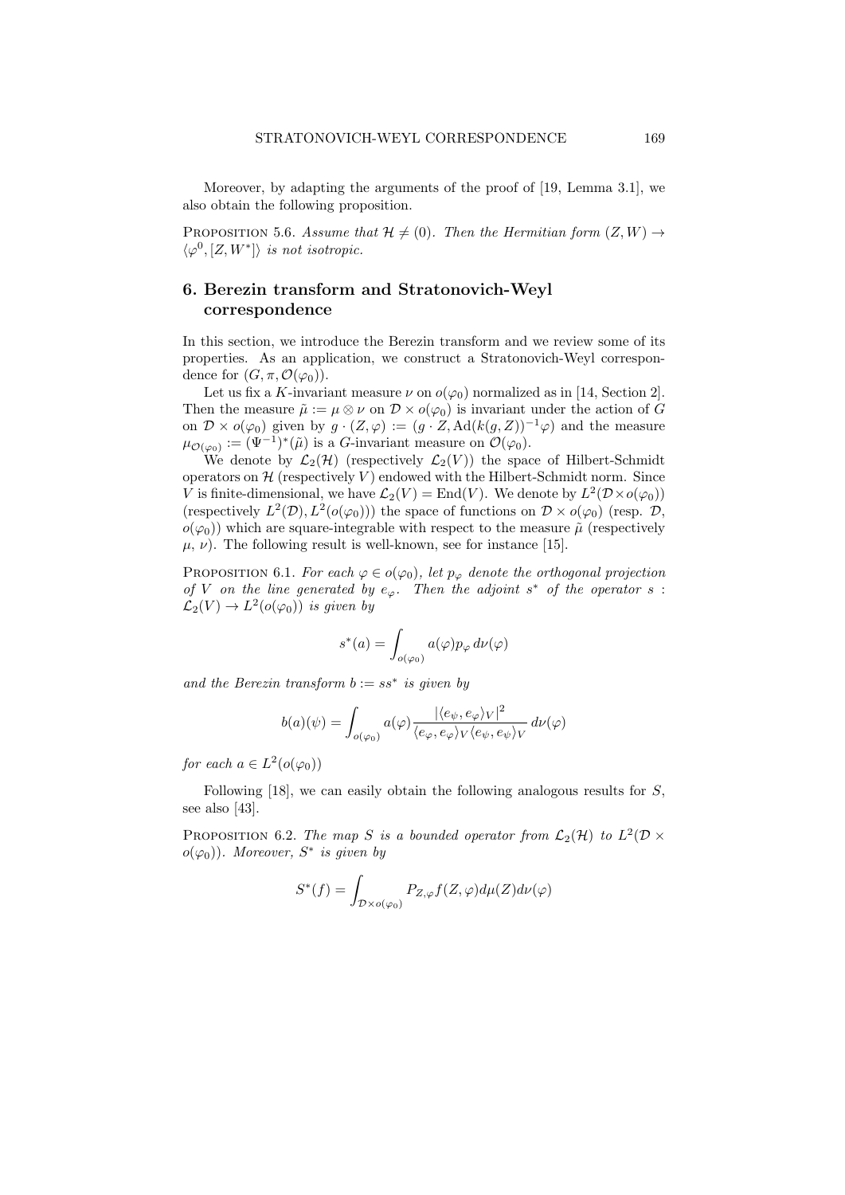Moreover, by adapting the arguments of the proof of [19, Lemma 3.1], we also obtain the following proposition.

Proposition 5.6. *Assume that $\mathcal{H} \neq (0)$. Then the Hermitian form $(Z, W) \to \langle \varphi^0, [Z, W^*] \rangle$ is not isotropic.*

## 6. Berezin transform and Stratonovich-Weyl correspondence

In this section, we introduce the Berezin transform and we review some of its properties. As an application, we construct a Stratonovich-Weyl correspondence for $(G, \pi, \mathcal{O}(\varphi_0))$.

Let us fix a $K$-invariant measure $\nu$ on $o(\varphi_0)$ normalized as in [14, Section 2]. Then the measure $\tilde{\mu} := \mu \otimes \nu$ on $\mathcal{D} \times o(\varphi_0)$ is invariant under the action of $G$ on $\mathcal{D} \times o(\varphi_0)$ given by $g \cdot (Z, \varphi) := (g \cdot Z, \mathrm{Ad}(k(g, Z))^{-1}\varphi)$ and the measure $\mu_{\mathcal{O}(\varphi_0)} := (\Psi^{-1})^*(\tilde{\mu})$ is a $G$-invariant measure on $\mathcal{O}(\varphi_0)$.

We denote by $\mathcal{L}_2(\mathcal{H})$ (respectively $\mathcal{L}_2(V)$) the space of Hilbert-Schmidt operators on $\mathcal{H}$ (respectively $V$) endowed with the Hilbert-Schmidt norm. Since $V$ is finite-dimensional, we have $\mathcal{L}_2(V) = \mathrm{End}(V)$. We denote by $L^2(\mathcal{D} \times o(\varphi_0))$ (respectively $L^2(\mathcal{D}), L^2(o(\varphi_0))$) the space of functions on $\mathcal{D} \times o(\varphi_0)$ (resp. $\mathcal{D}$, $o(\varphi_0)$) which are square-integrable with respect to the measure $\tilde{\mu}$ (respectively $\mu$, $\nu$). The following result is well-known, see for instance [15].

Proposition 6.1. *For each $\varphi \in o(\varphi_0)$, let $p_\varphi$ denote the orthogonal projection of $V$ on the line generated by $e_\varphi$. Then the adjoint $s^*$ of the operator $s : \mathcal{L}_2(V) \to L^2(o(\varphi_0))$ is given by*

$$s^*(a) = \int_{o(\varphi_0)} a(\varphi) p_\varphi \, d\nu(\varphi)$$

*and the Berezin transform $b := ss^*$ is given by*

$$b(a)(\psi) = \int_{o(\varphi_0)} a(\varphi) \frac{|\langle e_\psi, e_\varphi \rangle_V|^2}{\langle e_\varphi, e_\varphi \rangle_V \langle e_\psi, e_\psi \rangle_V} \, d\nu(\varphi)$$

*for each $a \in L^2(o(\varphi_0))$*

Following [18], we can easily obtain the following analogous results for $S$, see also [43].

Proposition 6.2. *The map $S$ is a bounded operator from $\mathcal{L}_2(\mathcal{H})$ to $L^2(\mathcal{D} \times o(\varphi_0))$. Moreover, $S^*$ is given by*

$$S^*(f) = \int_{\mathcal{D} \times o(\varphi_0)} P_{Z,\varphi} f(Z, \varphi) d\mu(Z) d\nu(\varphi)$$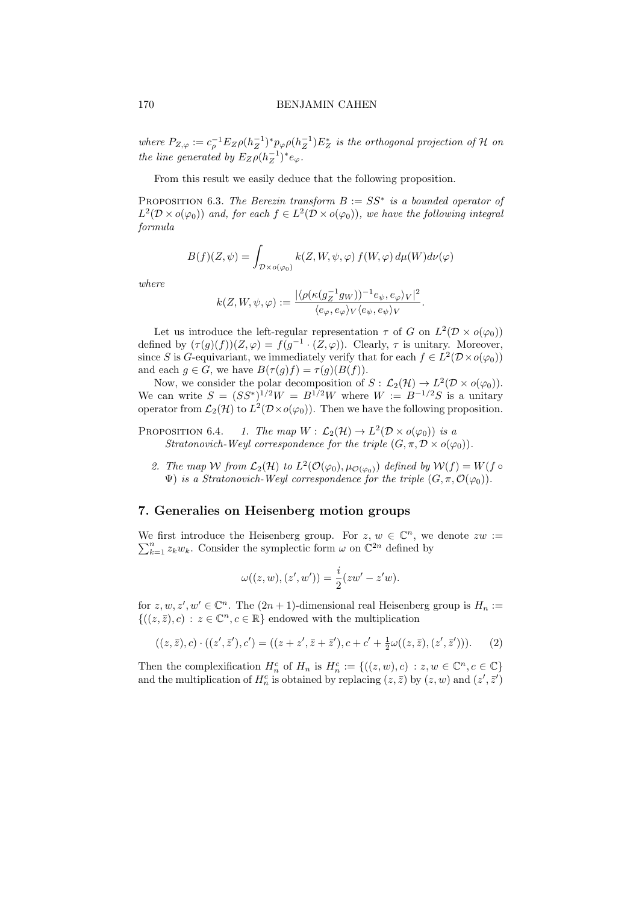where $P_{Z,\varphi} := c_\rho^{-1} E_Z \rho(h_Z^{-1})^* p_\varphi \rho(h_Z^{-1}) E_Z^*$ *is the orthogonal projection of* $\mathcal{H}$ *on the line generated by* $E_Z \rho(h_Z^{-1})^* e_\varphi$.

From this result we easily deduce that the following proposition.

**Proposition 6.3.** *The Berezin transform* $B := SS^*$ *is a bounded operator of* $L^2(\mathcal{D} \times o(\varphi_0))$ *and, for each* $f \in L^2(\mathcal{D} \times o(\varphi_0))$*, we have the following integral formula*

$$B(f)(Z,\psi) = \int_{\mathcal{D} \times o(\varphi_0)} k(Z,W,\psi,\varphi)\, f(W,\varphi)\, d\mu(W) d\nu(\varphi)$$

*where*

$$k(Z,W,\psi,\varphi) := \frac{|\langle \rho(\kappa(g_Z^{-1} g_W))^{-1} e_\psi, e_\varphi \rangle_V|^2}{\langle e_\varphi, e_\varphi \rangle_V \langle e_\psi, e_\psi \rangle_V}.$$

Let us introduce the left-regular representation $\tau$ of $G$ on $L^2(\mathcal{D} \times o(\varphi_0))$ defined by $(\tau(g)(f))(Z,\varphi) = f(g^{-1} \cdot (Z,\varphi))$. Clearly, $\tau$ is unitary. Moreover, since $S$ is $G$-equivariant, we immediately verify that for each $f \in L^2(\mathcal{D} \times o(\varphi_0))$ and each $g \in G$, we have $B(\tau(g)f) = \tau(g)(B(f))$.

Now, we consider the polar decomposition of $S : \mathcal{L}_2(\mathcal{H}) \to L^2(\mathcal{D} \times o(\varphi_0))$. We can write $S = (SS^*)^{1/2} W = B^{1/2} W$ where $W := B^{-1/2} S$ is a unitary operator from $\mathcal{L}_2(\mathcal{H})$ to $L^2(\mathcal{D} \times o(\varphi_0))$. Then we have the following proposition.

**Proposition 6.4.**

1. *The map* $W : \mathcal{L}_2(\mathcal{H}) \to L^2(\mathcal{D} \times o(\varphi_0))$ *is a Stratonovich-Weyl correspondence for the triple* $(G, \pi, \mathcal{D} \times o(\varphi_0))$.
2. *The map* $\mathcal{W}$ *from* $\mathcal{L}_2(\mathcal{H})$ *to* $L^2(\mathcal{O}(\varphi_0), \mu_{\mathcal{O}(\varphi_0)})$ *defined by* $\mathcal{W}(f) = W(f \circ \Psi)$ *is a Stratonovich-Weyl correspondence for the triple* $(G, \pi, \mathcal{O}(\varphi_0))$.

## 7. Generalies on Heisenberg motion groups

We first introduce the Heisenberg group. For $z, w \in \mathbb{C}^n$, we denote $zw := \sum_{k=1}^n z_k w_k$. Consider the symplectic form $\omega$ on $\mathbb{C}^{2n}$ defined by

$$\omega((z,w),(z',w')) = \frac{i}{2}(zw' - z'w).$$

for $z, w, z', w' \in \mathbb{C}^n$. The $(2n+1)$-dimensional real Heisenberg group is $H_n := \{((z,\bar{z}),c) : z \in \mathbb{C}^n, c \in \mathbb{R}\}$ endowed with the multiplication

$$((z,\bar{z}),c) \cdot ((z',\bar{z}'),c') = ((z+z', \bar{z}+\bar{z}'), c + c' + \tfrac{1}{2}\omega((z,\bar{z}),(z',\bar{z}'))). \qquad (2)$$

Then the complexification $H_n^c$ of $H_n$ is $H_n^c := \{((z,w),c) : z, w \in \mathbb{C}^n, c \in \mathbb{C}\}$ and the multiplication of $H_n^c$ is obtained by replacing $(z,\bar{z})$ by $(z,w)$ and $(z',\bar{z}')$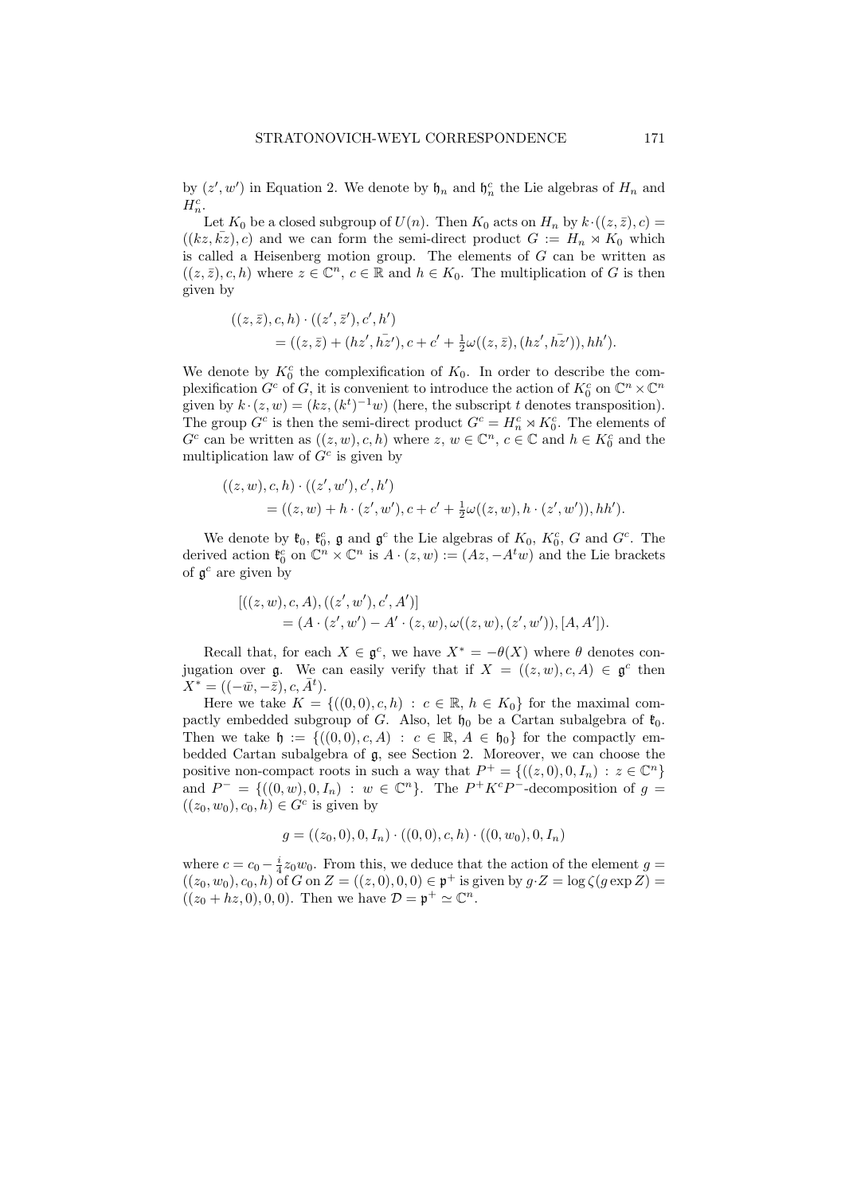by $(z', w')$ in Equation 2. We denote by $\mathfrak{h}_n$ and $\mathfrak{h}_n^c$ the Lie algebras of $H_n$ and $H_n^c$.

Let $K_0$ be a closed subgroup of $U(n)$. Then $K_0$ acts on $H_n$ by $k\cdot((z,\bar{z}),c) = ((kz, \bar{kz}), c)$ and we can form the semi-direct product $G := H_n \rtimes K_0$ which is called a Heisenberg motion group. The elements of $G$ can be written as $((z,\bar{z}),c,h)$ where $z\in\mathbb{C}^n$, $c\in\mathbb{R}$ and $h\in K_0$. The multiplication of $G$ is then given by

$$
\begin{aligned}
&((z,\bar{z}),c,h)\cdot((z',\bar{z}'),c',h') \\
&\quad = ((z,\bar{z}) + (hz', \bar{hz'}), c + c' + \tfrac{1}{2}\omega((z,\bar{z}),(hz',\bar{hz'})), hh').
\end{aligned}
$$

We denote by $K_0^c$ the complexification of $K_0$. In order to describe the complexification $G^c$ of $G$, it is convenient to introduce the action of $K_0^c$ on $\mathbb{C}^n\times\mathbb{C}^n$ given by $k\cdot(z,w) = (kz, (k^t)^{-1}w)$ (here, the subscript $t$ denotes transposition). The group $G^c$ is then the semi-direct product $G^c = H_n^c \rtimes K_0^c$. The elements of $G^c$ can be written as $((z,w),c,h)$ where $z, w\in\mathbb{C}^n$, $c\in\mathbb{C}$ and $h\in K_0^c$ and the multiplication law of $G^c$ is given by

$$
\begin{aligned}
&((z,w),c,h)\cdot((z',w'),c',h') \\
&\quad = ((z,w) + h\cdot(z',w'), c + c' + \tfrac{1}{2}\omega((z,w), h\cdot(z',w')), hh').
\end{aligned}
$$

We denote by $\mathfrak{k}_0$, $\mathfrak{k}_0^c$, $\mathfrak{g}$ and $\mathfrak{g}^c$ the Lie algebras of $K_0$, $K_0^c$, $G$ and $G^c$. The derived action $\mathfrak{k}_0^c$ on $\mathbb{C}^n\times\mathbb{C}^n$ is $A\cdot(z,w) := (Az, -A^t w)$ and the Lie brackets of $\mathfrak{g}^c$ are given by

$$
\begin{aligned}
&[((z,w),c,A),((z',w'),c',A')] \\
&\quad = (A\cdot(z',w') - A'\cdot(z,w), \omega((z,w),(z',w')), [A,A']).
\end{aligned}
$$

Recall that, for each $X\in\mathfrak{g}^c$, we have $X^* = -\theta(X)$ where $\theta$ denotes conjugation over $\mathfrak{g}$. We can easily verify that if $X = ((z,w),c,A)\in\mathfrak{g}^c$ then $X^* = ((-\bar{w},-\bar{z}),c,\bar{A}^t)$.

Here we take $K = \{((0,0),c,h) : c\in\mathbb{R},\ h\in K_0\}$ for the maximal compactly embedded subgroup of $G$. Also, let $\mathfrak{h}_0$ be a Cartan subalgebra of $\mathfrak{k}_0$. Then we take $\mathfrak{h} := \{((0,0),c,A) : c\in\mathbb{R},\ A\in\mathfrak{h}_0\}$ for the compactly embedded Cartan subalgebra of $\mathfrak{g}$, see Section 2. Moreover, we can choose the positive non-compact roots in such a way that $P^+ = \{((z,0),0,I_n) : z\in\mathbb{C}^n\}$ and $P^- = \{((0,w),0,I_n) : w\in\mathbb{C}^n\}$. The $P^+K^cP^-$-decomposition of $g = ((z_0,w_0),c_0,h)\in G^c$ is given by

$$
g = ((z_0,0),0,I_n)\cdot((0,0),c,h)\cdot((0,w_0),0,I_n)
$$

where $c = c_0 - \frac{i}{4}z_0w_0$. From this, we deduce that the action of the element $g = ((z_0,w_0),c_0,h)$ of $G$ on $Z = ((z,0),0,0)\in\mathfrak{p}^+$ is given by $g\cdot Z = \log\zeta(g\exp Z) = ((z_0+hz,0),0,0)$. Then we have $\mathcal{D} = \mathfrak{p}^+ \simeq \mathbb{C}^n$.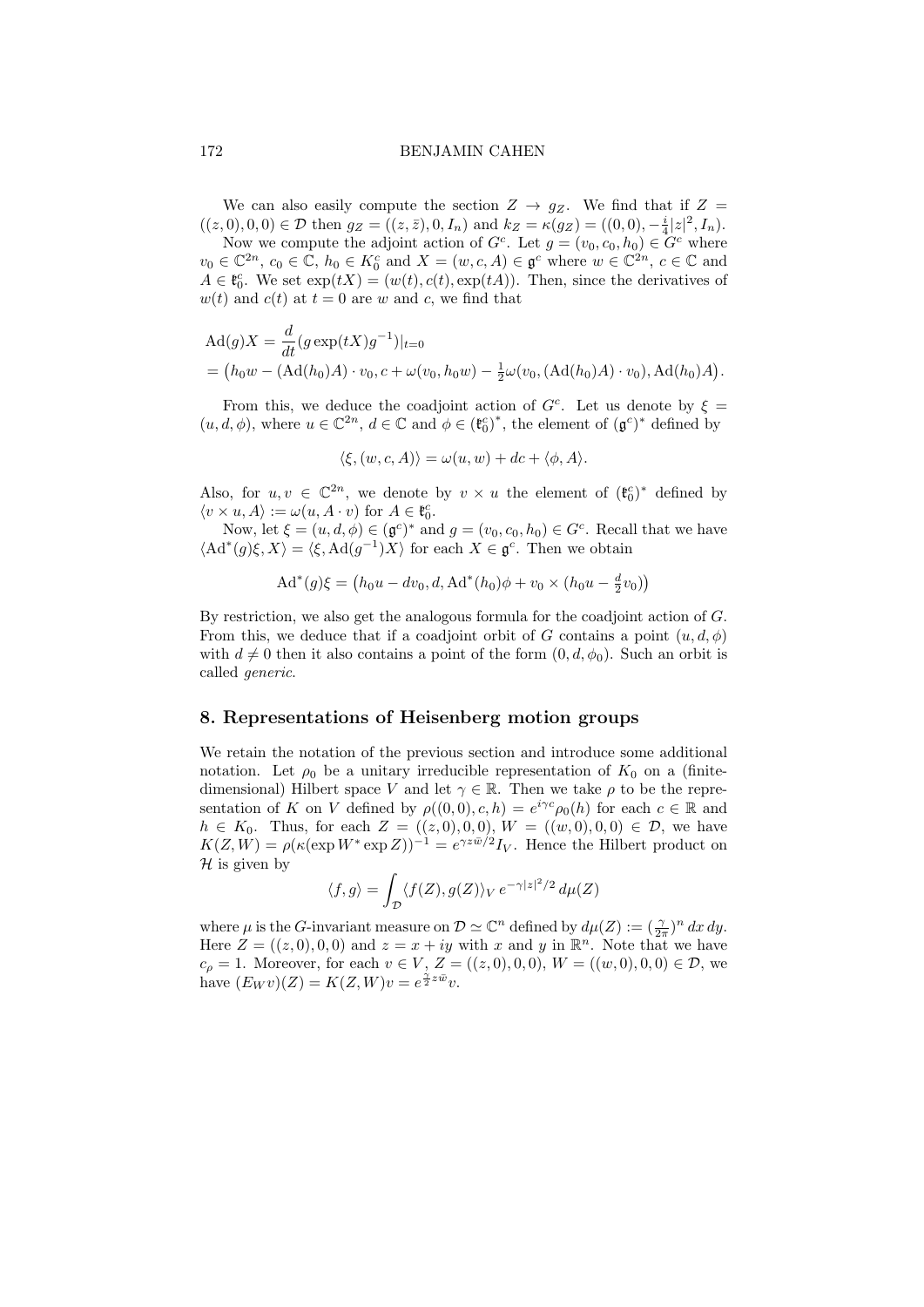We can also easily compute the section $Z \to g_Z$. We find that if $Z = ((z, 0), 0, 0) \in \mathcal{D}$ then $g_Z = ((z, \bar{z}), 0, I_n)$ and $k_Z = \kappa(g_Z) = ((0, 0), -\frac{i}{4}|z|^2, I_n)$.

Now we compute the adjoint action of $G^c$. Let $g = (v_0, c_0, h_0) \in G^c$ where $v_0 \in \mathbb{C}^{2n}$, $c_0 \in \mathbb{C}$, $h_0 \in K_0^c$ and $X = (w, c, A) \in \mathfrak{g}^c$ where $w \in \mathbb{C}^{2n}$, $c \in \mathbb{C}$ and $A \in \mathfrak{k}_0^c$. We set $\exp(tX) = (w(t), c(t), \exp(tA))$. Then, since the derivatives of $w(t)$ and $c(t)$ at $t = 0$ are $w$ and $c$, we find that

$$
\begin{aligned}
\mathrm{Ad}(g)X &= \frac{d}{dt}(g \exp(tX) g^{-1})|_{t=0} \\
&= \big(h_0 w - (\mathrm{Ad}(h_0)A) \cdot v_0, c + \omega(v_0, h_0 w) - \tfrac{1}{2}\omega(v_0, (\mathrm{Ad}(h_0)A) \cdot v_0), \mathrm{Ad}(h_0)A\big).
\end{aligned}
$$

From this, we deduce the coadjoint action of $G^c$. Let us denote by $\xi = (u, d, \phi)$, where $u \in \mathbb{C}^{2n}$, $d \in \mathbb{C}$ and $\phi \in (\mathfrak{k}_0^c)^*$, the element of $(\mathfrak{g}^c)^*$ defined by

$$
\langle \xi, (w, c, A) \rangle = \omega(u, w) + dc + \langle \phi, A \rangle.
$$

Also, for $u, v \in \mathbb{C}^{2n}$, we denote by $v \times u$ the element of $(\mathfrak{k}_0^c)^*$ defined by $\langle v \times u, A \rangle := \omega(u, A \cdot v)$ for $A \in \mathfrak{k}_0^c$.

Now, let $\xi = (u, d, \phi) \in (\mathfrak{g}^c)^*$ and $g = (v_0, c_0, h_0) \in G^c$. Recall that we have $\langle \mathrm{Ad}^*(g)\xi, X \rangle = \langle \xi, \mathrm{Ad}(g^{-1})X \rangle$ for each $X \in \mathfrak{g}^c$. Then we obtain

$$
\mathrm{Ad}^*(g)\xi = \big(h_0 u - d v_0, d, \mathrm{Ad}^*(h_0)\phi + v_0 \times (h_0 u - \tfrac{d}{2} v_0)\big)
$$

By restriction, we also get the analogous formula for the coadjoint action of $G$. From this, we deduce that if a coadjoint orbit of $G$ contains a point $(u, d, \phi)$ with $d \neq 0$ then it also contains a point of the form $(0, d, \phi_0)$. Such an orbit is called *generic*.

## 8. Representations of Heisenberg motion groups

We retain the notation of the previous section and introduce some additional notation. Let $\rho_0$ be a unitary irreducible representation of $K_0$ on a (finite-dimensional) Hilbert space $V$ and let $\gamma \in \mathbb{R}$. Then we take $\rho$ to be the representation of $K$ on $V$ defined by $\rho((0, 0), c, h) = e^{i\gamma c}\rho_0(h)$ for each $c \in \mathbb{R}$ and $h \in K_0$. Thus, for each $Z = ((z, 0), 0, 0)$, $W = ((w, 0), 0, 0) \in \mathcal{D}$, we have $K(Z, W) = \rho(\kappa(\exp W^* \exp Z))^{-1} = e^{\gamma z \bar{w}/2} I_V$. Hence the Hilbert product on $\mathcal{H}$ is given by

$$
\langle f, g \rangle = \int_{\mathcal{D}} \langle f(Z), g(Z) \rangle_V \, e^{-\gamma |z|^2/2} \, d\mu(Z)
$$

where $\mu$ is the $G$-invariant measure on $\mathcal{D} \simeq \mathbb{C}^n$ defined by $d\mu(Z) := (\frac{\gamma}{2\pi})^n \, dx \, dy$. Here $Z = ((z, 0), 0, 0)$ and $z = x + iy$ with $x$ and $y$ in $\mathbb{R}^n$. Note that we have $c_\rho = 1$. Moreover, for each $v \in V$, $Z = ((z, 0), 0, 0)$, $W = ((w, 0), 0, 0) \in \mathcal{D}$, we have $(E_W v)(Z) = K(Z, W)v = e^{\frac{\gamma}{2} z \bar{w}} v$.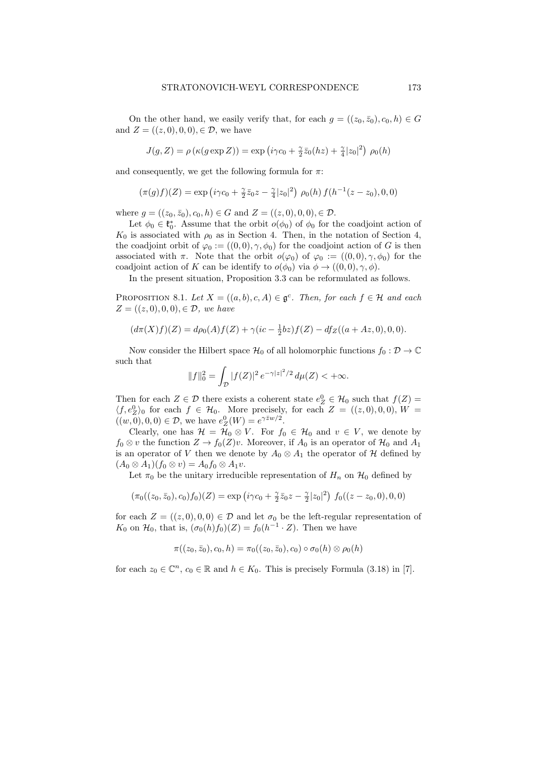On the other hand, we easily verify that, for each $g = ((z_0, \bar{z}_0), c_0, h) \in G$ and $Z = ((z, 0), 0, 0), \in \mathcal{D}$, we have

$$J(g, Z) = \rho\left(\kappa(g \exp Z)\right) = \exp\left(i\gamma c_0 + \tfrac{\gamma}{2}\bar{z}_0(hz) + \tfrac{\gamma}{4}|z_0|^2\right)\, \rho_0(h)$$

and consequently, we get the following formula for $\pi$:

$$(\pi(g)f)(Z) = \exp\left(i\gamma c_0 + \tfrac{\gamma}{2}\bar{z}_0 z - \tfrac{\gamma}{4}|z_0|^2\right)\, \rho_0(h)\, f(h^{-1}(z - z_0), 0, 0)$$

where $g = ((z_0, \bar{z}_0), c_0, h) \in G$ and $Z = ((z, 0), 0, 0), \in \mathcal{D}$.

Let $\phi_0 \in \mathfrak{k}_0^*$. Assume that the orbit $o(\phi_0)$ of $\phi_0$ for the coadjoint action of $K_0$ is associated with $\rho_0$ as in Section 4. Then, in the notation of Section 4, the coadjoint orbit of $\varphi_0 := ((0, 0), \gamma, \phi_0)$ for the coadjoint action of $G$ is then associated with $\pi$. Note that the orbit $o(\varphi_0)$ of $\varphi_0 := ((0, 0), \gamma, \phi_0)$ for the coadjoint action of $K$ can be identify to $o(\phi_0)$ via $\phi \to ((0, 0), \gamma, \phi)$.

In the present situation, Proposition 3.3 can be reformulated as follows.

Proposition 8.1. *Let $X = ((a, b), c, A) \in \mathfrak{g}^c$. Then, for each $f \in \mathcal{H}$ and each $Z = ((z, 0), 0, 0), \in \mathcal{D}$, we have*

$$(d\pi(X)f)(Z) = d\rho_0(A)f(Z) + \gamma(ic - \tfrac{1}{2}bz)f(Z) - df_Z((a + Az, 0), 0, 0).$$

Now consider the Hilbert space $\mathcal{H}_0$ of all holomorphic functions $f_0 : \mathcal{D} \to \mathbb{C}$ such that

$$\|f\|_0^2 = \int_{\mathcal{D}} |f(Z)|^2\, e^{-\gamma|z|^2/2}\, d\mu(Z) < +\infty.$$

Then for each $Z \in \mathcal{D}$ there exists a coherent state $e_Z^0 \in \mathcal{H}_0$ such that $f(Z) = \langle f, e_Z^0\rangle_0$ for each $f \in \mathcal{H}_0$. More precisely, for each $Z = ((z, 0), 0, 0)$, $W = ((w, 0), 0, 0) \in \mathcal{D}$, we have $e_Z^0(W) = e^{\gamma \bar{z} w/2}$.

Clearly, one has $\mathcal{H} = \mathcal{H}_0 \otimes V$. For $f_0 \in \mathcal{H}_0$ and $v \in V$, we denote by $f_0 \otimes v$ the function $Z \to f_0(Z)v$. Moreover, if $A_0$ is an operator of $\mathcal{H}_0$ and $A_1$ is an operator of $V$ then we denote by $A_0 \otimes A_1$ the operator of $\mathcal{H}$ defined by $(A_0 \otimes A_1)(f_0 \otimes v) = A_0 f_0 \otimes A_1 v$.

Let $\pi_0$ be the unitary irreducible representation of $H_n$ on $\mathcal{H}_0$ defined by

$$(\pi_0((z_0, \bar{z}_0), c_0)f_0)(Z) = \exp\left(i\gamma c_0 + \tfrac{\gamma}{2}\bar{z}_0 z - \tfrac{\gamma}{2}|z_0|^2\right)\, f_0((z - z_0, 0), 0, 0)$$

for each $Z = ((z, 0), 0, 0) \in \mathcal{D}$ and let $\sigma_0$ be the left-regular representation of $K_0$ on $\mathcal{H}_0$, that is, $(\sigma_0(h)f_0)(Z) = f_0(h^{-1} \cdot Z)$. Then we have

$$\pi((z_0, \bar{z}_0), c_0, h) = \pi_0((z_0, \bar{z}_0), c_0) \circ \sigma_0(h) \otimes \rho_0(h)$$

for each $z_0 \in \mathbb{C}^n$, $c_0 \in \mathbb{R}$ and $h \in K_0$. This is precisely Formula (3.18) in [7].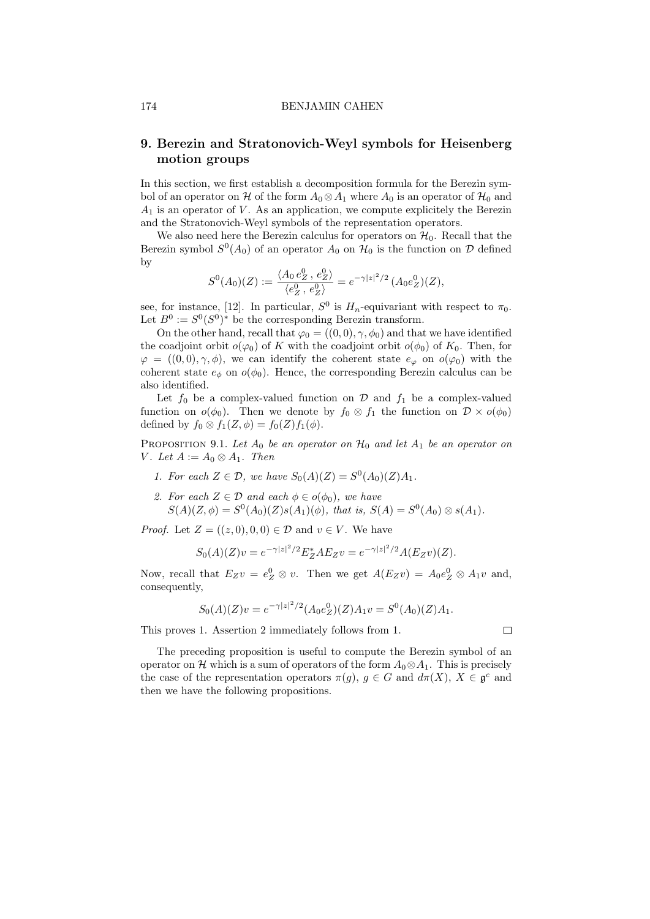## 9. Berezin and Stratonovich-Weyl symbols for Heisenberg motion groups

In this section, we first establish a decomposition formula for the Berezin symbol of an operator on $\mathcal{H}$ of the form $A_0 \otimes A_1$ where $A_0$ is an operator of $\mathcal{H}_0$ and $A_1$ is an operator of $V$. As an application, we compute explicitely the Berezin and the Stratonovich-Weyl symbols of the representation operators.

We also need here the Berezin calculus for operators on $\mathcal{H}_0$. Recall that the Berezin symbol $S^0(A_0)$ of an operator $A_0$ on $\mathcal{H}_0$ is the function on $\mathcal{D}$ defined by

$$S^0(A_0)(Z) := \frac{\langle A_0\, e^0_Z\,,\, e^0_Z\rangle}{\langle e^0_Z\,,\, e^0_Z\rangle} = e^{-\gamma|z|^2/2}\,(A_0 e^0_Z)(Z),$$

see, for instance, [12]. In particular, $S^0$ is $H_n$-equivariant with respect to $\pi_0$. Let $B^0 := S^0(S^0)^*$ be the corresponding Berezin transform.

On the other hand, recall that $\varphi_0 = ((0,0),\gamma,\phi_0)$ and that we have identified the coadjoint orbit $o(\varphi_0)$ of $K$ with the coadjoint orbit $o(\phi_0)$ of $K_0$. Then, for $\varphi = ((0,0),\gamma,\phi)$, we can identify the coherent state $e_\varphi$ on $o(\varphi_0)$ with the coherent state $e_\phi$ on $o(\phi_0)$. Hence, the corresponding Berezin calculus can be also identified.

Let $f_0$ be a complex-valued function on $\mathcal{D}$ and $f_1$ be a complex-valued function on $o(\phi_0)$. Then we denote by $f_0 \otimes f_1$ the function on $\mathcal{D} \times o(\phi_0)$ defined by $f_0 \otimes f_1(Z,\phi) = f_0(Z) f_1(\phi)$.

Proposition 9.1. *Let $A_0$ be an operator on $\mathcal{H}_0$ and let $A_1$ be an operator on $V$. Let $A := A_0 \otimes A_1$. Then*

1. *For each $Z \in \mathcal{D}$, we have $S_0(A)(Z) = S^0(A_0)(Z)A_1$.*
2. *For each $Z \in \mathcal{D}$ and each $\phi \in o(\phi_0)$, we have*
   *$S(A)(Z,\phi) = S^0(A_0)(Z)s(A_1)(\phi)$, that is, $S(A) = S^0(A_0) \otimes s(A_1)$.*

*Proof.* Let $Z = ((z,0),0,0) \in \mathcal{D}$ and $v \in V$. We have

$$S_0(A)(Z)v = e^{-\gamma|z|^2/2} E_Z^* A E_Z v = e^{-\gamma|z|^2/2} A(E_Z v)(Z).$$

Now, recall that $E_Z v = e^0_Z \otimes v$. Then we get $A(E_Z v) = A_0 e^0_Z \otimes A_1 v$ and, consequently,

$$S_0(A)(Z)v = e^{-\gamma|z|^2/2}(A_0 e^0_Z)(Z)A_1 v = S^0(A_0)(Z)A_1.$$

This proves 1. Assertion 2 immediately follows from 1. $\square$

The preceding proposition is useful to compute the Berezin symbol of an operator on $\mathcal{H}$ which is a sum of operators of the form $A_0 \otimes A_1$. This is precisely the case of the representation operators $\pi(g)$, $g \in G$ and $d\pi(X)$, $X \in \mathfrak{g}^c$ and then we have the following propositions.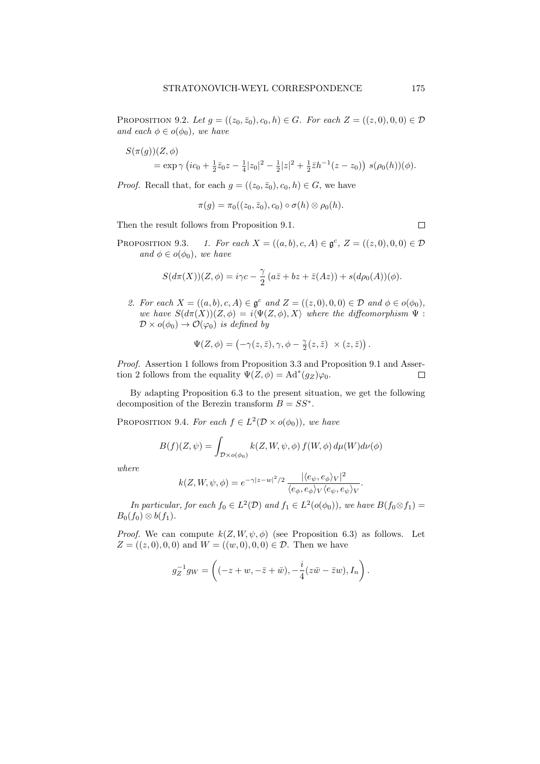**Proposition 9.2.** *Let $g = ((z_0, \bar{z}_0), c_0, h) \in G$. For each $Z = ((z, 0), 0, 0) \in \mathcal{D}$ and each $\phi \in o(\phi_0)$, we have*

$$\begin{aligned} &S(\pi(g))(Z, \phi) \\ &\quad = \exp \gamma \left( ic_0 + \tfrac{1}{2}\bar{z}_0 z - \tfrac{1}{4}|z_0|^2 - \tfrac{1}{2}|z|^2 + \tfrac{1}{2}\bar{z} h^{-1}(z - z_0) \right) \, s(\rho_0(h))(\phi). \end{aligned}$$

*Proof.* Recall that, for each $g = ((z_0, \bar{z}_0), c_0, h) \in G$, we have

$$\pi(g) = \pi_0((z_0, \bar{z}_0), c_0) \circ \sigma(h) \otimes \rho_0(h).$$

Then the result follows from Proposition 9.1. $\square$

**Proposition 9.3.** 1. *For each $X = ((a, b), c, A) \in \mathfrak{g}^c$, $Z = ((z, 0), 0, 0) \in \mathcal{D}$ and $\phi \in o(\phi_0)$, we have*

$$S(d\pi(X))(Z, \phi) = i\gamma c - \frac{\gamma}{2}\left( a\bar{z} + bz + \bar{z}(Az) \right) + s(d\rho_0(A))(\phi).$$

2. *For each $X = ((a, b), c, A) \in \mathfrak{g}^c$ and $Z = ((z, 0), 0, 0) \in \mathcal{D}$ and $\phi \in o(\phi_0)$, we have $S(d\pi(X))(Z, \phi) = i\langle \Psi(Z, \phi), X \rangle$ where the diffeomorphism $\Psi : \mathcal{D} \times o(\phi_0) \to \mathcal{O}(\varphi_0)$ is defined by*

$$\Psi(Z, \phi) = \left( -\gamma(z, \bar{z}), \gamma, \phi - \tfrac{\gamma}{2}(z, \bar{z}) \ \times (z, \bar{z}) \right).$$

*Proof.* Assertion 1 follows from Proposition 3.3 and Proposition 9.1 and Assertion 2 follows from the equality $\Psi(Z, \phi) = \mathrm{Ad}^*(g_Z)\varphi_0$. $\square$

By adapting Proposition 6.3 to the present situation, we get the following decomposition of the Berezin transform $B = SS^*$.

**Proposition 9.4.** *For each $f \in L^2(\mathcal{D} \times o(\phi_0))$, we have*

$$B(f)(Z, \psi) = \int_{\mathcal{D} \times o(\phi_0)} k(Z, W, \psi, \phi) \, f(W, \phi) \, d\mu(W) d\nu(\phi)$$

*where*

$$k(Z, W, \psi, \phi) = e^{-\gamma |z - w|^2/2} \, \frac{|\langle e_\psi, e_\phi \rangle_V|^2}{\langle e_\phi, e_\phi \rangle_V \langle e_\psi, e_\psi \rangle_V}.$$

*In particular, for each $f_0 \in L^2(\mathcal{D})$ and $f_1 \in L^2(o(\phi_0))$, we have $B(f_0 \otimes f_1) = B_0(f_0) \otimes b(f_1)$.*

*Proof.* We can compute $k(Z, W, \psi, \phi)$ (see Proposition 6.3) as follows. Let $Z = ((z, 0), 0, 0)$ and $W = ((w, 0), 0, 0) \in \mathcal{D}$. Then we have

$$g_Z^{-1} g_W = \left( (-z + w, -\bar{z} + \bar{w}), -\frac{i}{4}(z\bar{w} - \bar{z}w), I_n \right).$$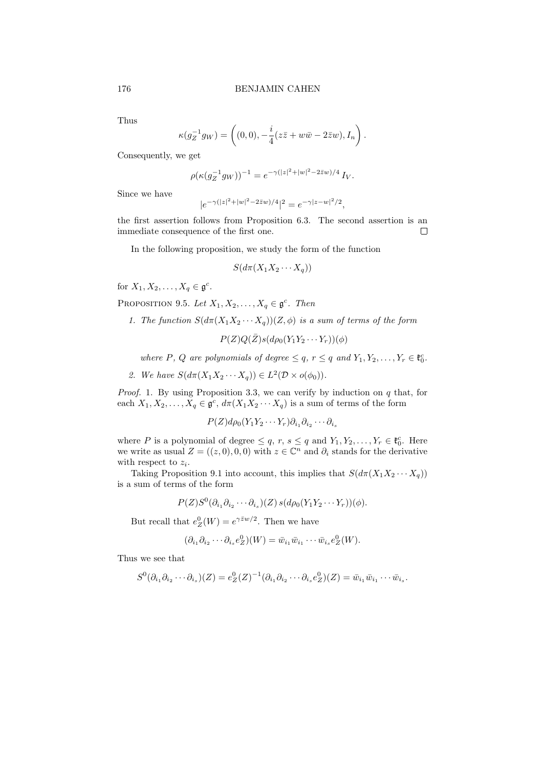Thus

$$\kappa(g_Z^{-1}g_W) = \left((0,0), -\frac{i}{4}(z\bar{z} + w\bar{w} - 2\bar{z}w), I_n\right).$$

Consequently, we get

$$\rho(\kappa(g_Z^{-1}g_W))^{-1} = e^{-\gamma(|z|^2+|w|^2-2\bar{z}w)/4}\, I_V.$$

Since we have

$$|e^{-\gamma(|z|^2+|w|^2-2\bar{z}w)/4}|^2 = e^{-\gamma|z-w|^2/2},$$

the first assertion follows from Proposition 6.3. The second assertion is an immediate consequence of the first one. ☐

In the following proposition, we study the form of the function

$$S(d\pi(X_1X_2\cdots X_q))$$

for $X_1, X_2, \ldots, X_q \in \mathfrak{g}^c$.

Proposition 9.5. *Let $X_1, X_2, \ldots, X_q \in \mathfrak{g}^c$. Then*

1. *The function $S(d\pi(X_1X_2\cdots X_q))(Z,\phi)$ is a sum of terms of the form*

$$P(Z)Q(\bar{Z})s(d\rho_0(Y_1Y_2\cdots Y_r))(\phi)$$

*where $P$, $Q$ are polynomials of degree $\leq q$, $r \leq q$ and $Y_1, Y_2, \ldots, Y_r \in \mathfrak{k}_0^c$.*

2. *We have $S(d\pi(X_1X_2\cdots X_q)) \in L^2(\mathcal{D} \times o(\phi_0))$.*

*Proof.* 1. By using Proposition 3.3, we can verify by induction on $q$ that, for each $X_1, X_2, \ldots, X_q \in \mathfrak{g}^c$, $d\pi(X_1X_2\cdots X_q)$ is a sum of terms of the form

$$P(Z)d\rho_0(Y_1Y_2\cdots Y_r)\partial_{i_1}\partial_{i_2}\cdots\partial_{i_s}$$

where $P$ is a polynomial of degree $\leq q$, $r$, $s \leq q$ and $Y_1, Y_2, \ldots, Y_r \in \mathfrak{k}_0^c$. Here we write as usual $Z = ((z,0),0,0)$ with $z \in \mathbb{C}^n$ and $\partial_i$ stands for the derivative with respect to $z_i$.

Taking Proposition 9.1 into account, this implies that $S(d\pi(X_1X_2\cdots X_q))$ is a sum of terms of the form

$$P(Z)S^0(\partial_{i_1}\partial_{i_2}\cdots\partial_{i_s})(Z)\, s(d\rho_0(Y_1Y_2\cdots Y_r))(\phi).$$

But recall that $e_Z^0(W) = e^{\gamma\bar{z}w/2}$. Then we have

$$(\partial_{i_1}\partial_{i_2}\cdots\partial_{i_s}e_Z^0)(W) = \bar{w}_{i_1}\bar{w}_{i_1}\cdots\bar{w}_{i_s}e_Z^0(W).$$

Thus we see that

$$S^0(\partial_{i_1}\partial_{i_2}\cdots\partial_{i_s})(Z) = e_Z^0(Z)^{-1}(\partial_{i_1}\partial_{i_2}\cdots\partial_{i_s}e_Z^0)(Z) = \bar{w}_{i_1}\bar{w}_{i_1}\cdots\bar{w}_{i_s}.$$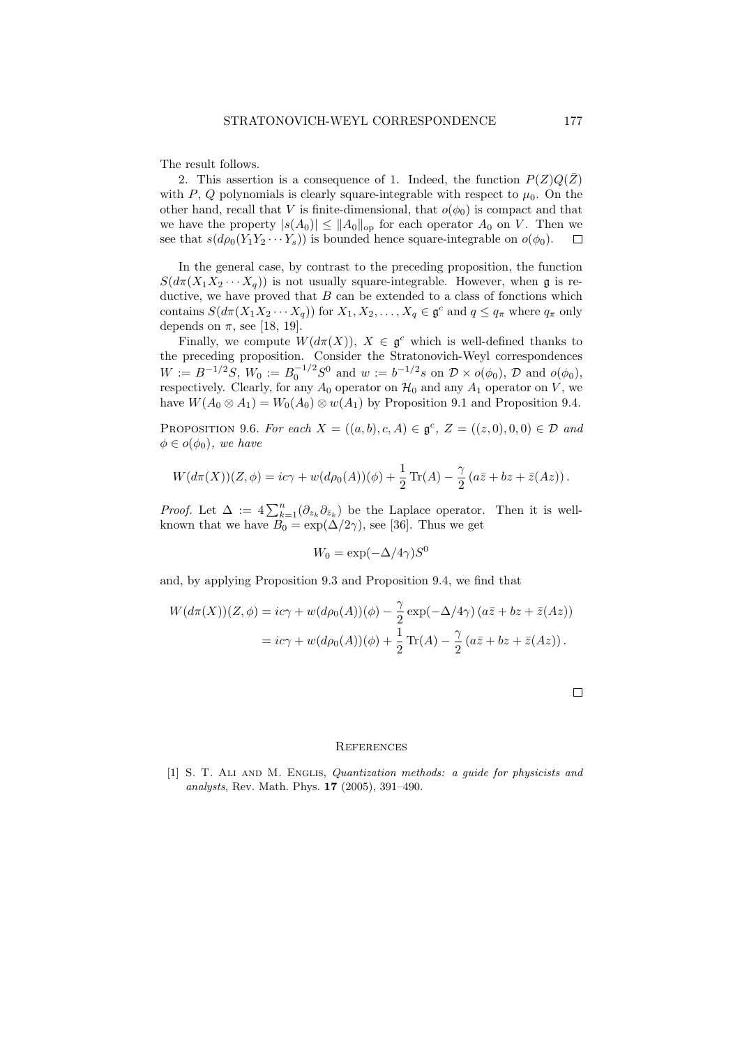The result follows.

2. This assertion is a consequence of 1. Indeed, the function $P(Z)Q(\bar{Z})$ with $P$, $Q$ polynomials is clearly square-integrable with respect to $\mu_0$. On the other hand, recall that $V$ is finite-dimensional, that $o(\phi_0)$ is compact and that we have the property $|s(A_0)| \leq \|A_0\|_{\text{op}}$ for each operator $A_0$ on $V$. Then we see that $s(d\rho_0(Y_1Y_2\cdots Y_s))$ is bounded hence square-integrable on $o(\phi_0)$. $\square$

In the general case, by contrast to the preceding proposition, the function $S(d\pi(X_1X_2\cdots X_q))$ is not usually square-integrable. However, when $\mathfrak{g}$ is reductive, we have proved that $B$ can be extended to a class of fonctions which contains $S(d\pi(X_1X_2\cdots X_q))$ for $X_1, X_2, \ldots, X_q \in \mathfrak{g}^c$ and $q \leq q_\pi$ where $q_\pi$ only depends on $\pi$, see [18, 19].

Finally, we compute $W(d\pi(X))$, $X \in \mathfrak{g}^c$ which is well-defined thanks to the preceding proposition. Consider the Stratonovich-Weyl correspondences $W := B^{-1/2}S$, $W_0 := B_0^{-1/2}S^0$ and $w := b^{-1/2}s$ on $\mathcal{D} \times o(\phi_0)$, $\mathcal{D}$ and $o(\phi_0)$, respectively. Clearly, for any $A_0$ operator on $\mathcal{H}_0$ and any $A_1$ operator on $V$, we have $W(A_0 \otimes A_1) = W_0(A_0) \otimes w(A_1)$ by Proposition 9.1 and Proposition 9.4.

**Proposition 9.6.** *For each $X = ((a,b),c,A) \in \mathfrak{g}^c$, $Z = ((z,0),0,0) \in \mathcal{D}$ and $\phi \in o(\phi_0)$, we have*

$$W(d\pi(X))(Z,\phi) = ic\gamma + w(d\rho_0(A))(\phi) + \frac{1}{2}\operatorname{Tr}(A) - \frac{\gamma}{2}\left(a\bar{z} + bz + \bar{z}(Az)\right).$$

*Proof.* Let $\Delta := 4\sum_{k=1}^{n}(\partial_{z_k}\partial_{\bar{z}_k})$ be the Laplace operator. Then it is well-known that we have $B_0 = \exp(\Delta/2\gamma)$, see [36]. Thus we get

$$W_0 = \exp(-\Delta/4\gamma)S^0$$

and, by applying Proposition 9.3 and Proposition 9.4, we find that

$$\begin{aligned}
W(d\pi(X))(Z,\phi) &= ic\gamma + w(d\rho_0(A))(\phi) - \frac{\gamma}{2}\exp(-\Delta/4\gamma)\left(a\bar{z} + bz + \bar{z}(Az)\right) \\
&= ic\gamma + w(d\rho_0(A))(\phi) + \frac{1}{2}\operatorname{Tr}(A) - \frac{\gamma}{2}\left(a\bar{z} + bz + \bar{z}(Az)\right).
\end{aligned}$$

$\square$

## References

[1] S. T. Ali and M. Englis, *Quantization methods: a guide for physicists and analysts*, Rev. Math. Phys. **17** (2005), 391–490.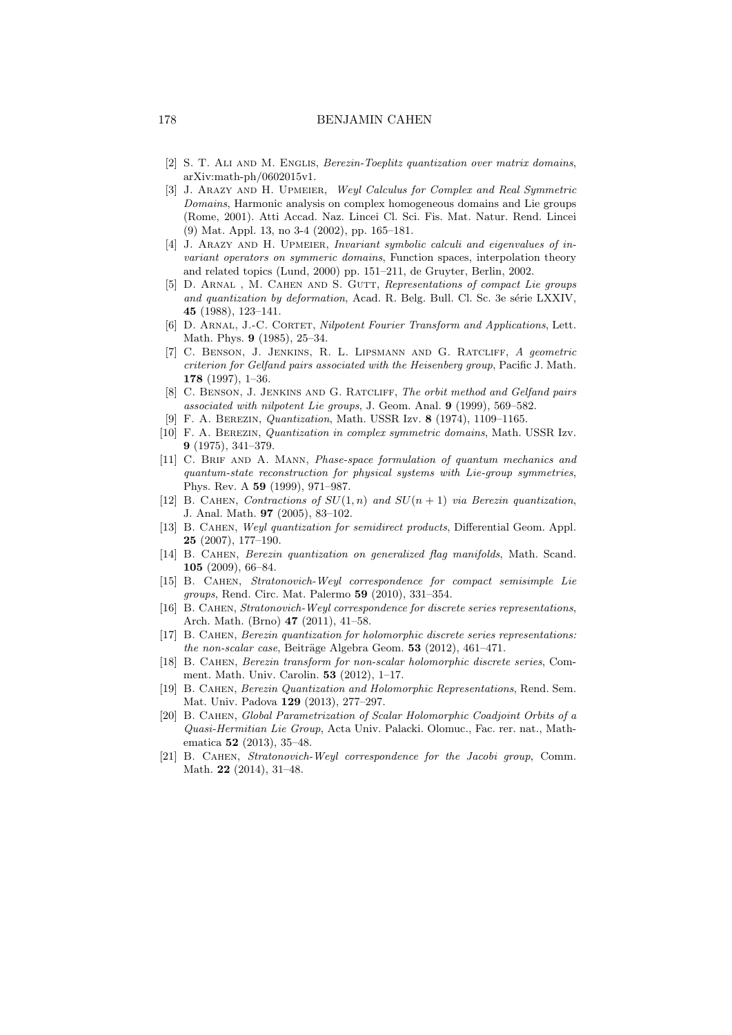[2] S. T. Ali and M. Englis, *Berezin-Toeplitz quantization over matrix domains*, arXiv:math-ph/0602015v1.

[3] J. Arazy and H. Upmeier, *Weyl Calculus for Complex and Real Symmetric Domains*, Harmonic analysis on complex homogeneous domains and Lie groups (Rome, 2001). Atti Accad. Naz. Lincei Cl. Sci. Fis. Mat. Natur. Rend. Lincei (9) Mat. Appl. 13, no 3-4 (2002), pp. 165–181.

[4] J. Arazy and H. Upmeier, *Invariant symbolic calculi and eigenvalues of invariant operators on symmeric domains*, Function spaces, interpolation theory and related topics (Lund, 2000) pp. 151–211, de Gruyter, Berlin, 2002.

[5] D. Arnal , M. Cahen and S. Gutt, *Representations of compact Lie groups and quantization by deformation*, Acad. R. Belg. Bull. Cl. Sc. 3e série LXXIV, **45** (1988), 123–141.

[6] D. Arnal, J.-C. Cortet, *Nilpotent Fourier Transform and Applications*, Lett. Math. Phys. **9** (1985), 25–34.

[7] C. Benson, J. Jenkins, R. L. Lipsmann and G. Ratcliff, *A geometric criterion for Gelfand pairs associated with the Heisenberg group*, Pacific J. Math. **178** (1997), 1–36.

[8] C. Benson, J. Jenkins and G. Ratcliff, *The orbit method and Gelfand pairs associated with nilpotent Lie groups*, J. Geom. Anal. **9** (1999), 569–582.

[9] F. A. Berezin, *Quantization*, Math. USSR Izv. **8** (1974), 1109–1165.

[10] F. A. Berezin, *Quantization in complex symmetric domains*, Math. USSR Izv. **9** (1975), 341–379.

[11] C. Brif and A. Mann, *Phase-space formulation of quantum mechanics and quantum-state reconstruction for physical systems with Lie-group symmetries*, Phys. Rev. A **59** (1999), 971–987.

[12] B. Cahen, *Contractions of $SU(1,n)$ and $SU(n+1)$ via Berezin quantization*, J. Anal. Math. **97** (2005), 83–102.

[13] B. Cahen, *Weyl quantization for semidirect products*, Differential Geom. Appl. **25** (2007), 177–190.

[14] B. Cahen, *Berezin quantization on generalized flag manifolds*, Math. Scand. **105** (2009), 66–84.

[15] B. Cahen, *Stratonovich-Weyl correspondence for compact semisimple Lie groups*, Rend. Circ. Mat. Palermo **59** (2010), 331–354.

[16] B. Cahen, *Stratonovich-Weyl correspondence for discrete series representations*, Arch. Math. (Brno) **47** (2011), 41–58.

[17] B. Cahen, *Berezin quantization for holomorphic discrete series representations: the non-scalar case*, Beiträge Algebra Geom. **53** (2012), 461–471.

[18] B. Cahen, *Berezin transform for non-scalar holomorphic discrete series*, Comment. Math. Univ. Carolin. **53** (2012), 1–17.

[19] B. Cahen, *Berezin Quantization and Holomorphic Representations*, Rend. Sem. Mat. Univ. Padova **129** (2013), 277–297.

[20] B. Cahen, *Global Parametrization of Scalar Holomorphic Coadjoint Orbits of a Quasi-Hermitian Lie Group*, Acta Univ. Palacki. Olomuc., Fac. rer. nat., Mathematica **52** (2013), 35–48.

[21] B. Cahen, *Stratonovich-Weyl correspondence for the Jacobi group*, Comm. Math. **22** (2014), 31–48.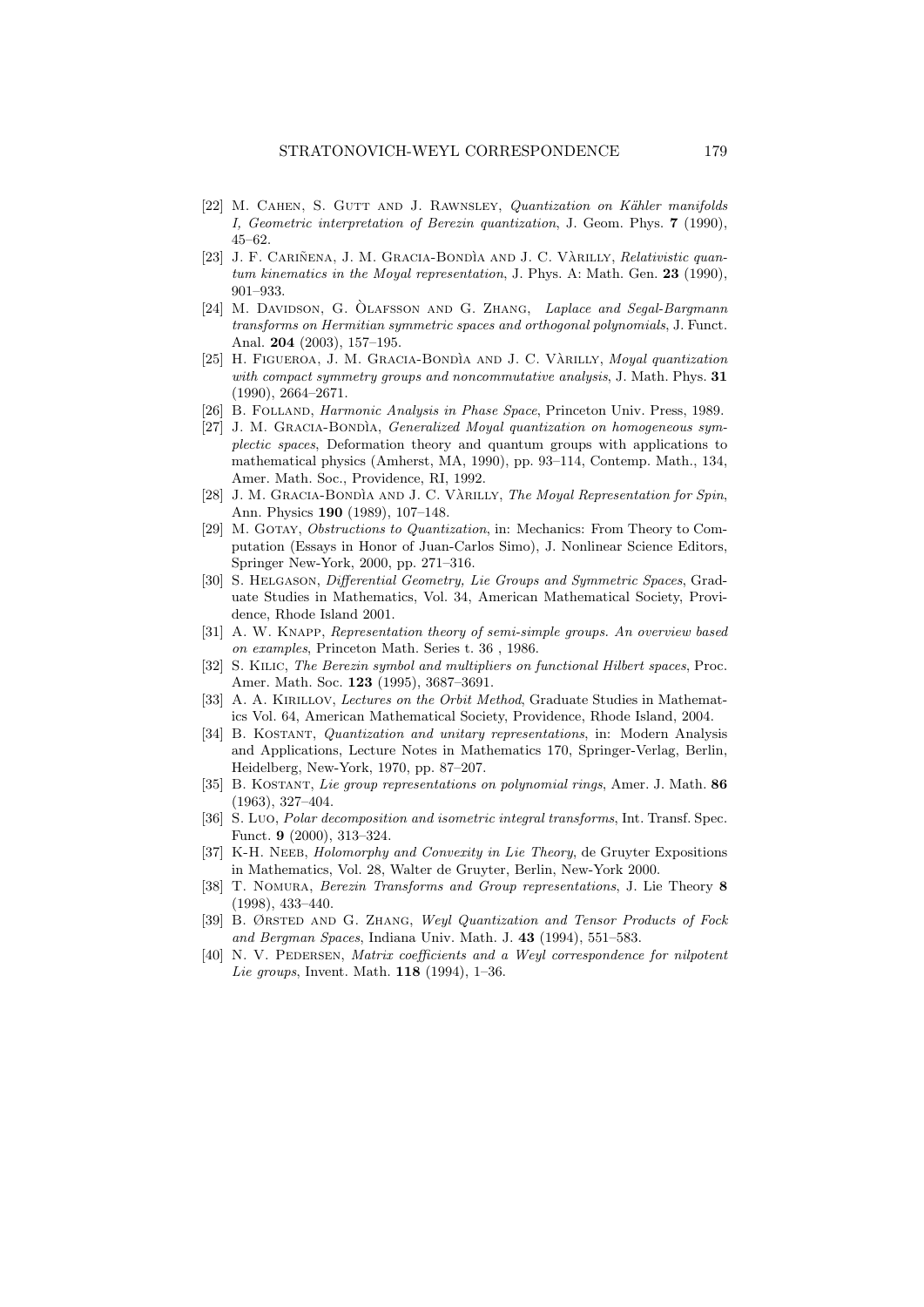[22] M. Cahen, S. Gutt and J. Rawnsley, *Quantization on Kähler manifolds I, Geometric interpretation of Berezin quantization*, J. Geom. Phys. **7** (1990), 45–62.

[23] J. F. Cariñena, J. M. Gracia-Bondìa and J. C. Vàrilly, *Relativistic quantum kinematics in the Moyal representation*, J. Phys. A: Math. Gen. **23** (1990), 901–933.

[24] M. Davidson, G. Òlafsson and G. Zhang, *Laplace and Segal-Bargmann transforms on Hermitian symmetric spaces and orthogonal polynomials*, J. Funct. Anal. **204** (2003), 157–195.

[25] H. Figueroa, J. M. Gracia-Bondìa and J. C. Vàrilly, *Moyal quantization with compact symmetry groups and noncommutative analysis*, J. Math. Phys. **31** (1990), 2664–2671.

[26] B. Folland, *Harmonic Analysis in Phase Space*, Princeton Univ. Press, 1989.

[27] J. M. Gracia-Bondìa, *Generalized Moyal quantization on homogeneous symplectic spaces*, Deformation theory and quantum groups with applications to mathematical physics (Amherst, MA, 1990), pp. 93–114, Contemp. Math., 134, Amer. Math. Soc., Providence, RI, 1992.

[28] J. M. Gracia-Bondìa and J. C. Vàrilly, *The Moyal Representation for Spin*, Ann. Physics **190** (1989), 107–148.

[29] M. Gotay, *Obstructions to Quantization*, in: Mechanics: From Theory to Computation (Essays in Honor of Juan-Carlos Simo), J. Nonlinear Science Editors, Springer New-York, 2000, pp. 271–316.

[30] S. Helgason, *Differential Geometry, Lie Groups and Symmetric Spaces*, Graduate Studies in Mathematics, Vol. 34, American Mathematical Society, Providence, Rhode Island 2001.

[31] A. W. Knapp, *Representation theory of semi-simple groups. An overview based on examples*, Princeton Math. Series t. 36 , 1986.

[32] S. Kilic, *The Berezin symbol and multipliers on functional Hilbert spaces*, Proc. Amer. Math. Soc. **123** (1995), 3687–3691.

[33] A. A. Kirillov, *Lectures on the Orbit Method*, Graduate Studies in Mathematics Vol. 64, American Mathematical Society, Providence, Rhode Island, 2004.

[34] B. Kostant, *Quantization and unitary representations*, in: Modern Analysis and Applications, Lecture Notes in Mathematics 170, Springer-Verlag, Berlin, Heidelberg, New-York, 1970, pp. 87–207.

[35] B. Kostant, *Lie group representations on polynomial rings*, Amer. J. Math. **86** (1963), 327–404.

[36] S. Luo, *Polar decomposition and isometric integral transforms*, Int. Transf. Spec. Funct. **9** (2000), 313–324.

[37] K-H. Neeb, *Holomorphy and Convexity in Lie Theory*, de Gruyter Expositions in Mathematics, Vol. 28, Walter de Gruyter, Berlin, New-York 2000.

[38] T. Nomura, *Berezin Transforms and Group representations*, J. Lie Theory **8** (1998), 433–440.

[39] B. Ørsted and G. Zhang, *Weyl Quantization and Tensor Products of Fock and Bergman Spaces*, Indiana Univ. Math. J. **43** (1994), 551–583.

[40] N. V. Pedersen, *Matrix coefficients and a Weyl correspondence for nilpotent Lie groups*, Invent. Math. **118** (1994), 1–36.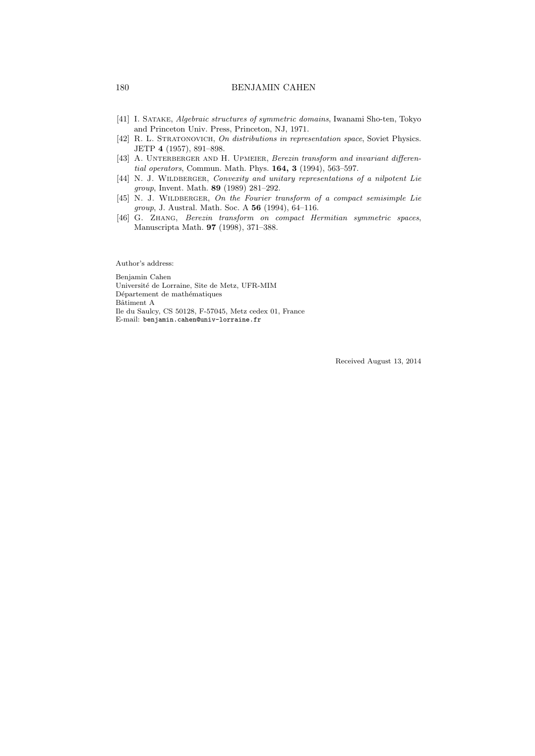[41] I. Satake, *Algebraic structures of symmetric domains*, Iwanami Sho-ten, Tokyo and Princeton Univ. Press, Princeton, NJ, 1971.

[42] R. L. Stratonovich, *On distributions in representation space*, Soviet Physics. JETP **4** (1957), 891–898.

[43] A. Unterberger and H. Upmeier, *Berezin transform and invariant differential operators*, Commun. Math. Phys. **164, 3** (1994), 563–597.

[44] N. J. Wildberger, *Convexity and unitary representations of a nilpotent Lie group*, Invent. Math. **89** (1989) 281–292.

[45] N. J. Wildberger, *On the Fourier transform of a compact semisimple Lie group*, J. Austral. Math. Soc. A **56** (1994), 64–116.

[46] G. Zhang, *Berezin transform on compact Hermitian symmetric spaces*, Manuscripta Math. **97** (1998), 371–388.

Author's address:

Benjamin Cahen
Université de Lorraine, Site de Metz, UFR-MIM
Département de mathématiques
Bâtiment A
Ile du Saulcy, CS 50128, F-57045, Metz cedex 01, France
E-mail: benjamin.cahen@univ-lorraine.fr

Received August 13, 2014